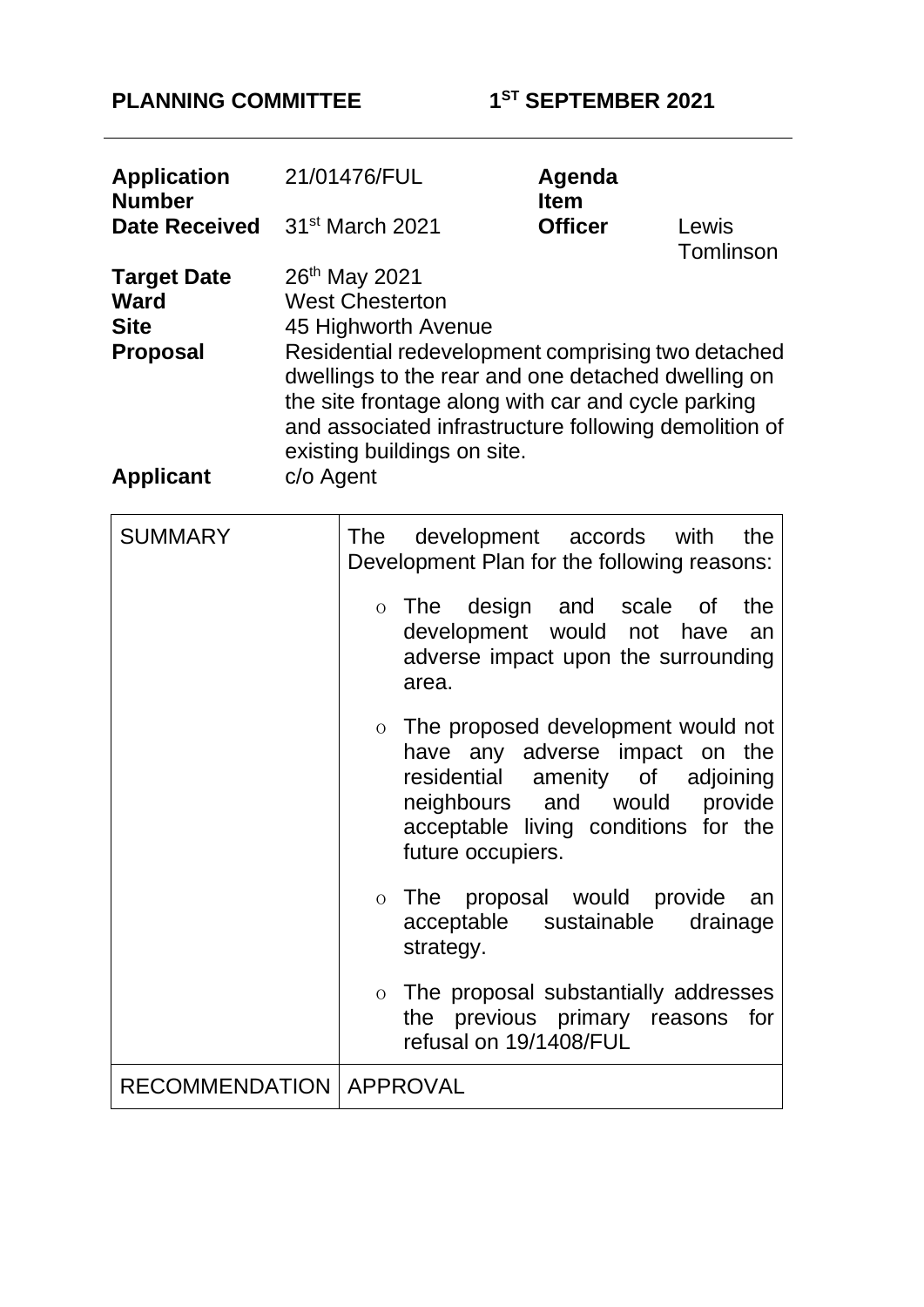**PLANNING COMMITTEE** **1ST SEPTEMBER 2021**

| | | | |
|---|---|---|---|
| **Application Number** | 21/01476/FUL | **Agenda Item** | |
| **Date Received** | 31st March 2021 | **Officer** | Lewis Tomlinson |
| **Target Date** | 26th May 2021 | | |
| **Ward** | West Chesterton | | |
| **Site** | 45 Highworth Avenue | | |
| **Proposal** | Residential redevelopment comprising two detached dwellings to the rear and one detached dwelling on the site frontage along with car and cycle parking and associated infrastructure following demolition of existing buildings on site. | | |
| **Applicant** | c/o Agent | | |

| | |
|---|---|
| SUMMARY | The development accords with the Development Plan for the following reasons:<br><br>- The design and scale of the development would not have an adverse impact upon the surrounding area.<br>- The proposed development would not have any adverse impact on the residential amenity of adjoining neighbours and would provide acceptable living conditions for the future occupiers.<br>- The proposal would provide an acceptable sustainable drainage strategy.<br>- The proposal substantially addresses the previous primary reasons for refusal on 19/1408/FUL |
| RECOMMENDATION | APPROVAL |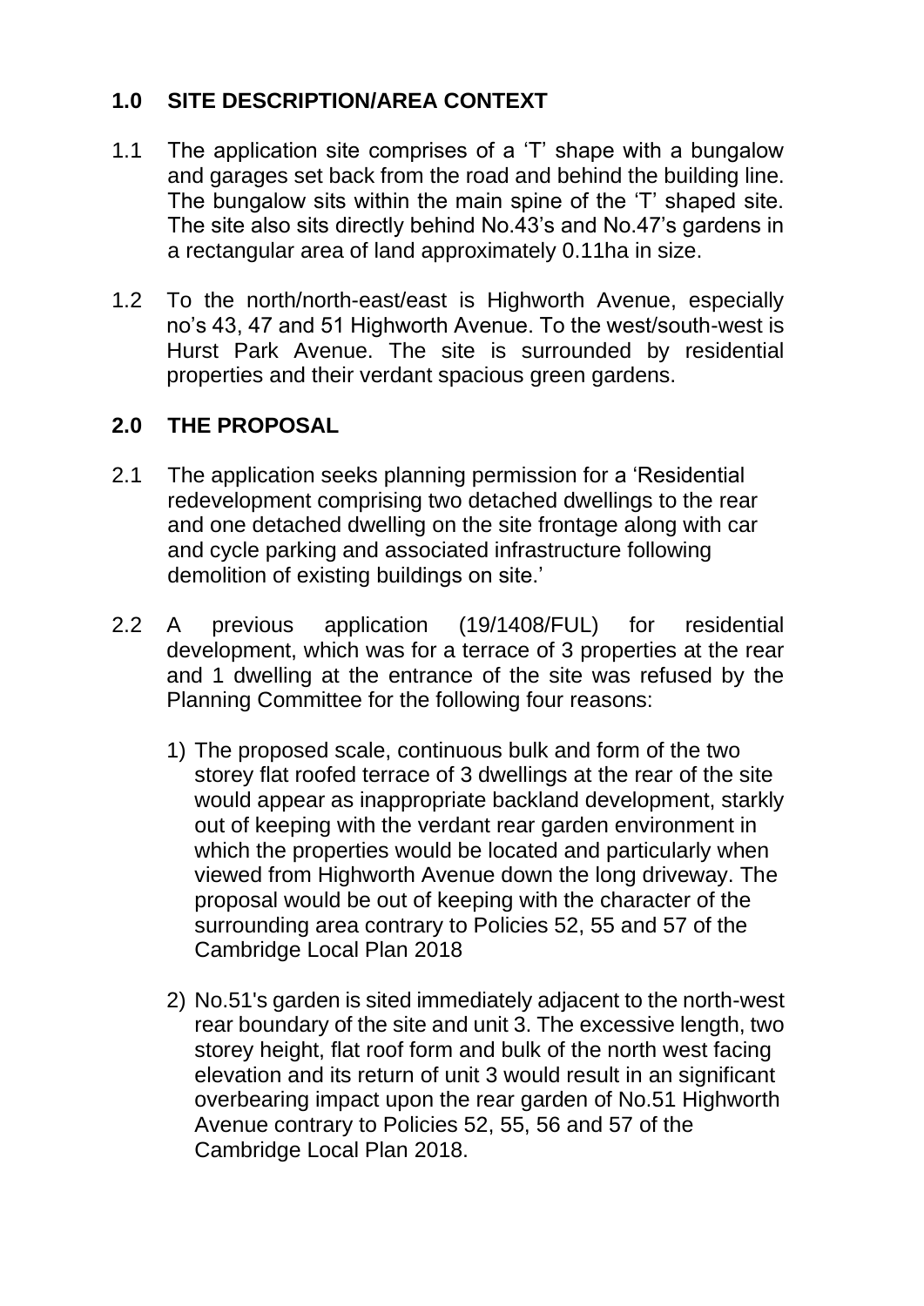## 1.0 SITE DESCRIPTION/AREA CONTEXT

1.1 The application site comprises of a 'T' shape with a bungalow and garages set back from the road and behind the building line. The bungalow sits within the main spine of the 'T' shaped site. The site also sits directly behind No.43's and No.47's gardens in a rectangular area of land approximately 0.11ha in size.

1.2 To the north/north-east/east is Highworth Avenue, especially no's 43, 47 and 51 Highworth Avenue. To the west/south-west is Hurst Park Avenue. The site is surrounded by residential properties and their verdant spacious green gardens.

## 2.0 THE PROPOSAL

2.1 The application seeks planning permission for a 'Residential redevelopment comprising two detached dwellings to the rear and one detached dwelling on the site frontage along with car and cycle parking and associated infrastructure following demolition of existing buildings on site.'

2.2 A previous application (19/1408/FUL) for residential development, which was for a terrace of 3 properties at the rear and 1 dwelling at the entrance of the site was refused by the Planning Committee for the following four reasons:

1) The proposed scale, continuous bulk and form of the two storey flat roofed terrace of 3 dwellings at the rear of the site would appear as inappropriate backland development, starkly out of keeping with the verdant rear garden environment in which the properties would be located and particularly when viewed from Highworth Avenue down the long driveway. The proposal would be out of keeping with the character of the surrounding area contrary to Policies 52, 55 and 57 of the Cambridge Local Plan 2018

2) No.51's garden is sited immediately adjacent to the north-west rear boundary of the site and unit 3. The excessive length, two storey height, flat roof form and bulk of the north west facing elevation and its return of unit 3 would result in an significant overbearing impact upon the rear garden of No.51 Highworth Avenue contrary to Policies 52, 55, 56 and 57 of the Cambridge Local Plan 2018.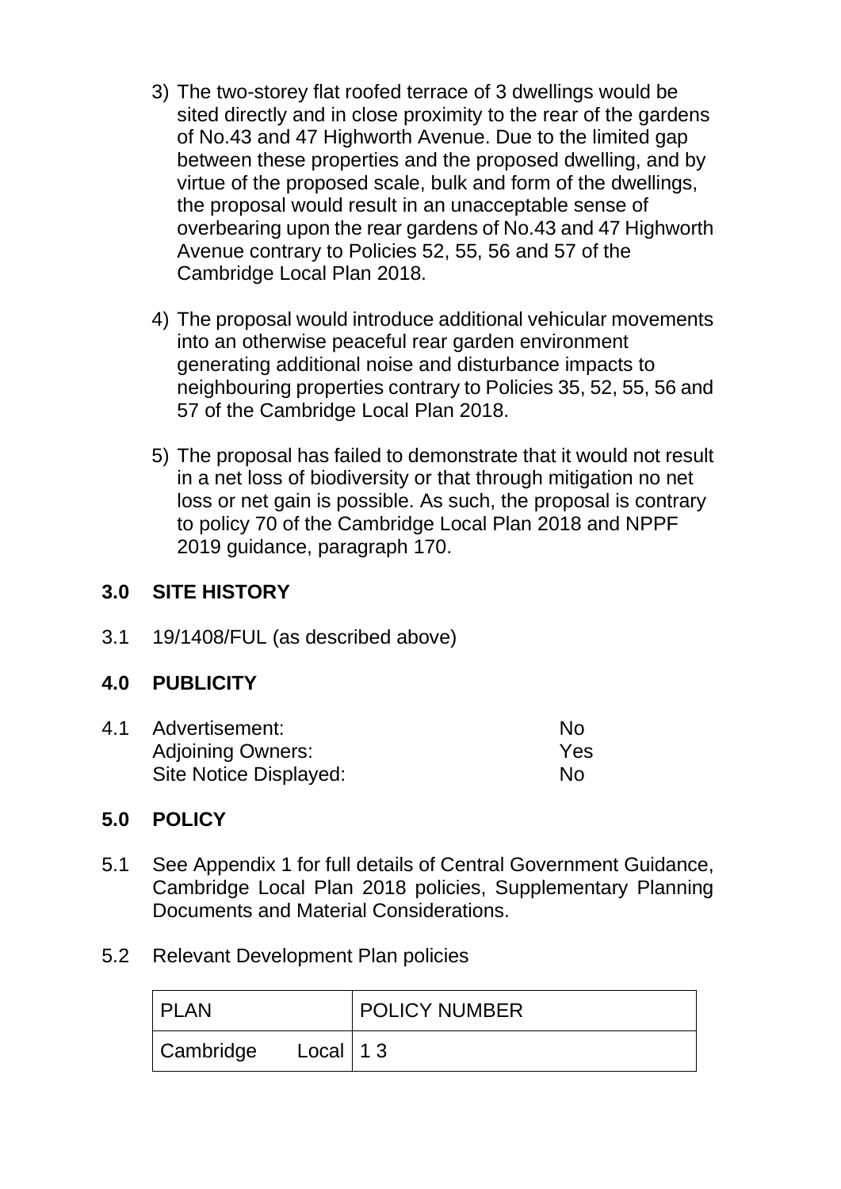3) The two-storey flat roofed terrace of 3 dwellings would be sited directly and in close proximity to the rear of the gardens of No.43 and 47 Highworth Avenue. Due to the limited gap between these properties and the proposed dwelling, and by virtue of the proposed scale, bulk and form of the dwellings, the proposal would result in an unacceptable sense of overbearing upon the rear gardens of No.43 and 47 Highworth Avenue contrary to Policies 52, 55, 56 and 57 of the Cambridge Local Plan 2018.

4) The proposal would introduce additional vehicular movements into an otherwise peaceful rear garden environment generating additional noise and disturbance impacts to neighbouring properties contrary to Policies 35, 52, 55, 56 and 57 of the Cambridge Local Plan 2018.

5) The proposal has failed to demonstrate that it would not result in a net loss of biodiversity or that through mitigation no net loss or net gain is possible. As such, the proposal is contrary to policy 70 of the Cambridge Local Plan 2018 and NPPF 2019 guidance, paragraph 170.

## 3.0 SITE HISTORY

3.1 19/1408/FUL (as described above)

## 4.0 PUBLICITY

4.1 Advertisement: No
Adjoining Owners: Yes
Site Notice Displayed: No

## 5.0 POLICY

5.1 See Appendix 1 for full details of Central Government Guidance, Cambridge Local Plan 2018 policies, Supplementary Planning Documents and Material Considerations.

5.2 Relevant Development Plan policies

| PLAN | POLICY NUMBER |
|---|---|
| Cambridge Local | 1 3 |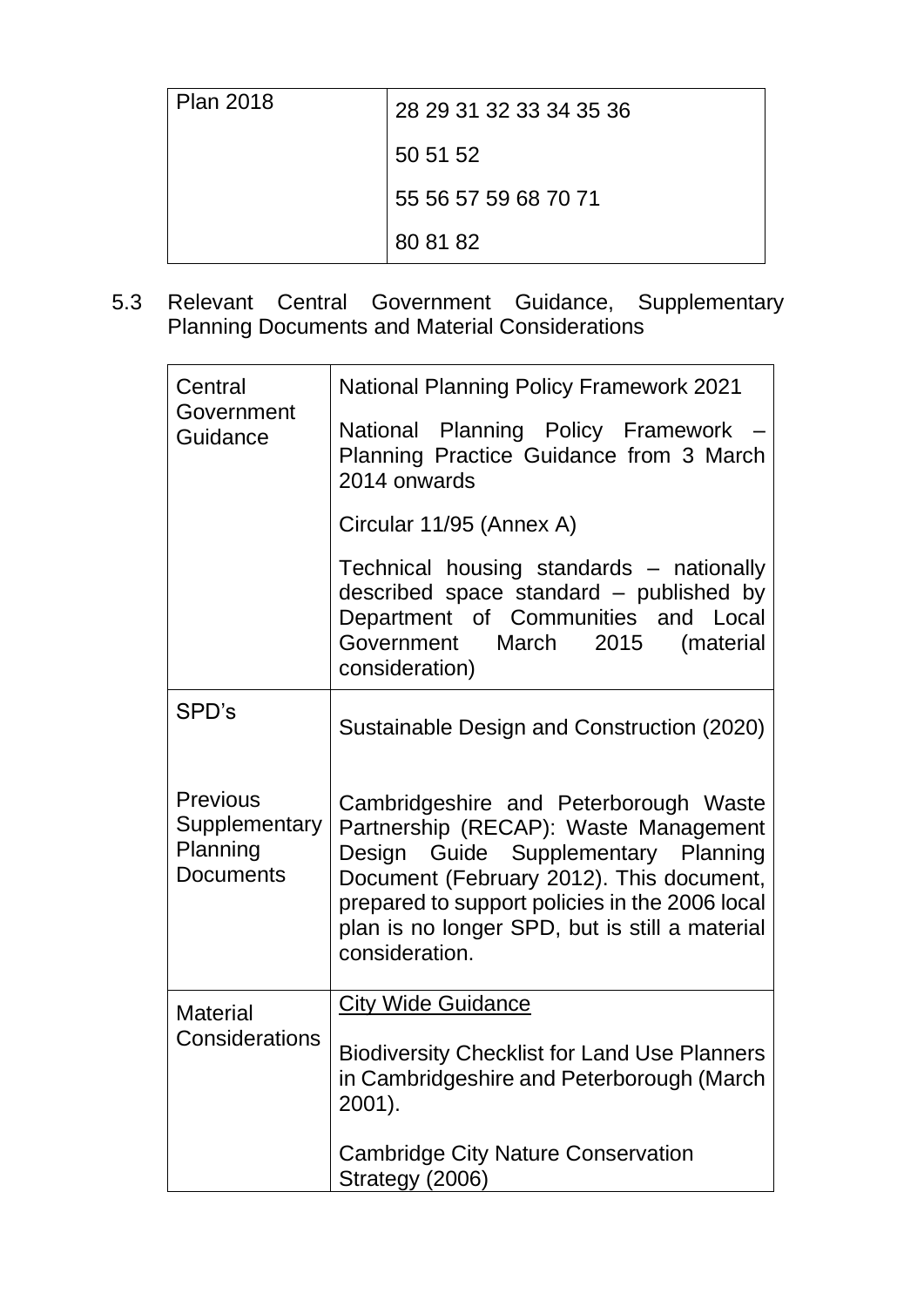| Plan 2018 | 28 29 31 32 33 34 35 36<br><br>50 51 52<br><br>55 56 57 59 68 70 71<br><br>80 81 82 |
|---|---|

5.3 Relevant Central Government Guidance, Supplementary Planning Documents and Material Considerations

| Central Government Guidance | National Planning Policy Framework 2021<br><br>National Planning Policy Framework – Planning Practice Guidance from 3 March 2014 onwards<br><br>Circular 11/95 (Annex A)<br><br>Technical housing standards – nationally described space standard – published by Department of Communities and Local Government March 2015 (material consideration) |
|---|---|
| SPD's | Sustainable Design and Construction (2020) |
| Previous Supplementary Planning Documents | Cambridgeshire and Peterborough Waste Partnership (RECAP): Waste Management Design Guide Supplementary Planning Document (February 2012). This document, prepared to support policies in the 2006 local plan is no longer SPD, but is still a material consideration. |
| Material Considerations | <u>City Wide Guidance</u><br><br>Biodiversity Checklist for Land Use Planners in Cambridgeshire and Peterborough (March 2001).<br><br>Cambridge City Nature Conservation Strategy (2006) |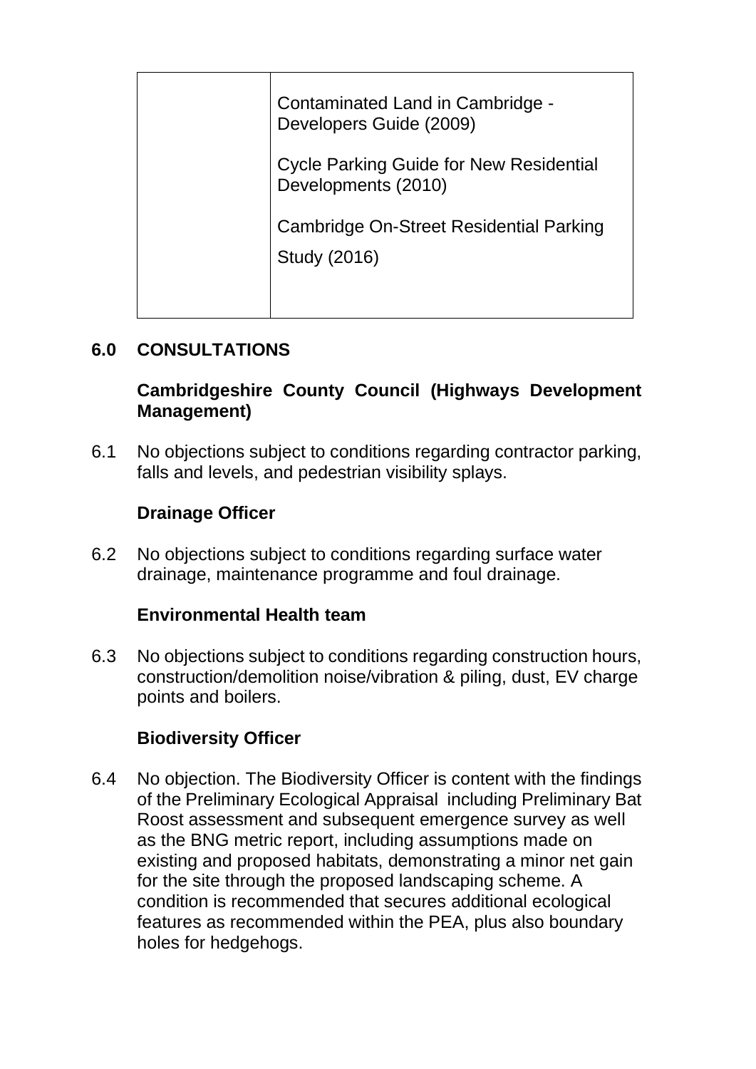| | |
|---|---|
| | Contaminated Land in Cambridge - Developers Guide (2009)<br><br>Cycle Parking Guide for New Residential Developments (2010)<br><br>Cambridge On-Street Residential Parking Study (2016) |

## 6.0 CONSULTATIONS

**Cambridgeshire County Council (Highways Development Management)**

6.1 No objections subject to conditions regarding contractor parking, falls and levels, and pedestrian visibility splays.

**Drainage Officer**

6.2 No objections subject to conditions regarding surface water drainage, maintenance programme and foul drainage.

**Environmental Health team**

6.3 No objections subject to conditions regarding construction hours, construction/demolition noise/vibration & piling, dust, EV charge points and boilers.

**Biodiversity Officer**

6.4 No objection. The Biodiversity Officer is content with the findings of the Preliminary Ecological Appraisal including Preliminary Bat Roost assessment and subsequent emergence survey as well as the BNG metric report, including assumptions made on existing and proposed habitats, demonstrating a minor net gain for the site through the proposed landscaping scheme. A condition is recommended that secures additional ecological features as recommended within the PEA, plus also boundary holes for hedgehogs.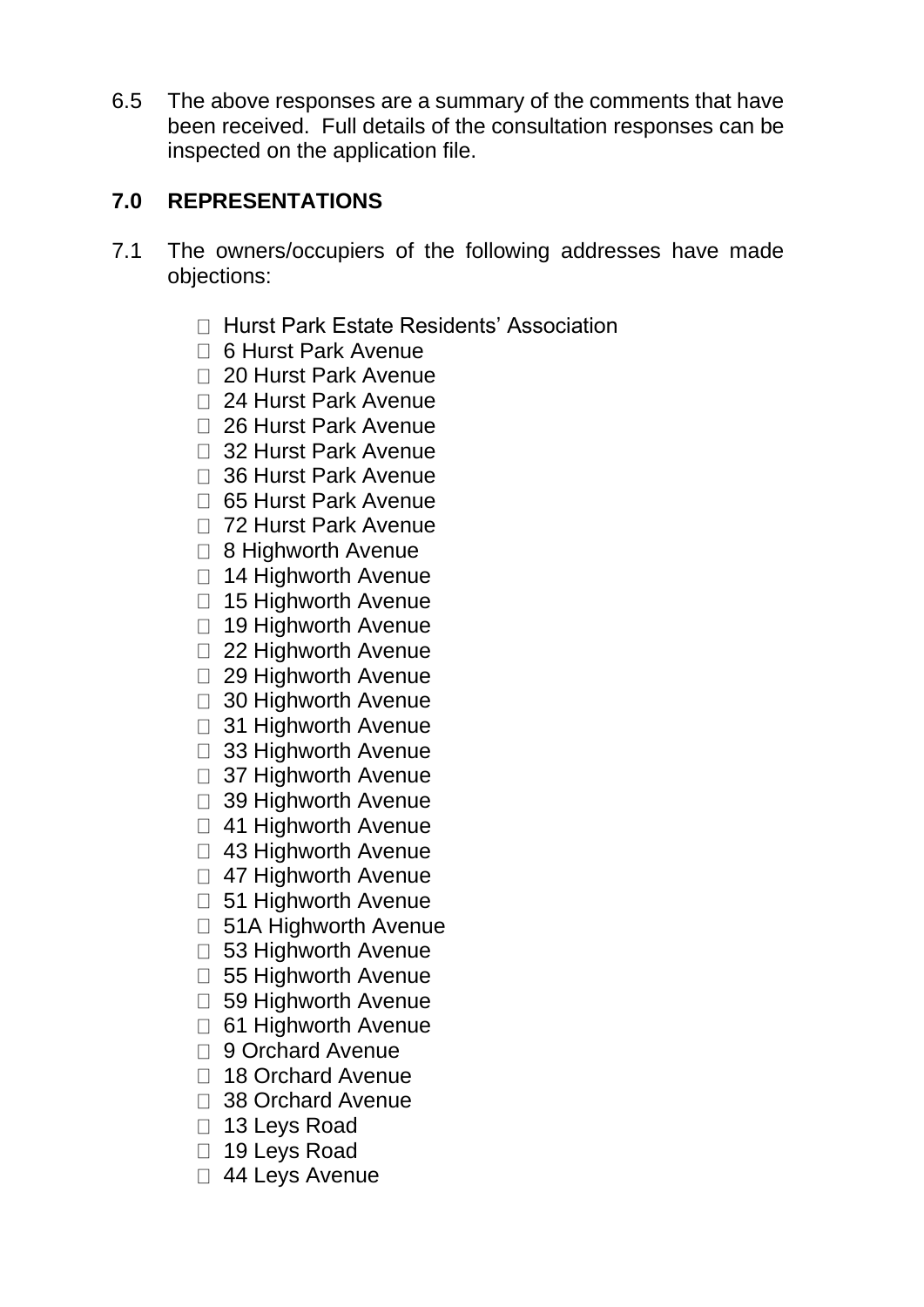6.5 The above responses are a summary of the comments that have been received. Full details of the consultation responses can be inspected on the application file.

## 7.0 REPRESENTATIONS

7.1 The owners/occupiers of the following addresses have made objections:

- Hurst Park Estate Residents' Association
- 6 Hurst Park Avenue
- 20 Hurst Park Avenue
- 24 Hurst Park Avenue
- 26 Hurst Park Avenue
- 32 Hurst Park Avenue
- 36 Hurst Park Avenue
- 65 Hurst Park Avenue
- 72 Hurst Park Avenue
- 8 Highworth Avenue
- 14 Highworth Avenue
- 15 Highworth Avenue
- 19 Highworth Avenue
- 22 Highworth Avenue
- 29 Highworth Avenue
- 30 Highworth Avenue
- 31 Highworth Avenue
- 33 Highworth Avenue
- 37 Highworth Avenue
- 39 Highworth Avenue
- 41 Highworth Avenue
- 43 Highworth Avenue
- 47 Highworth Avenue
- 51 Highworth Avenue
- 51A Highworth Avenue
- 53 Highworth Avenue
- 55 Highworth Avenue
- 59 Highworth Avenue
- 61 Highworth Avenue
- 9 Orchard Avenue
- 18 Orchard Avenue
- 38 Orchard Avenue
- 13 Leys Road
- 19 Leys Road
- 44 Leys Avenue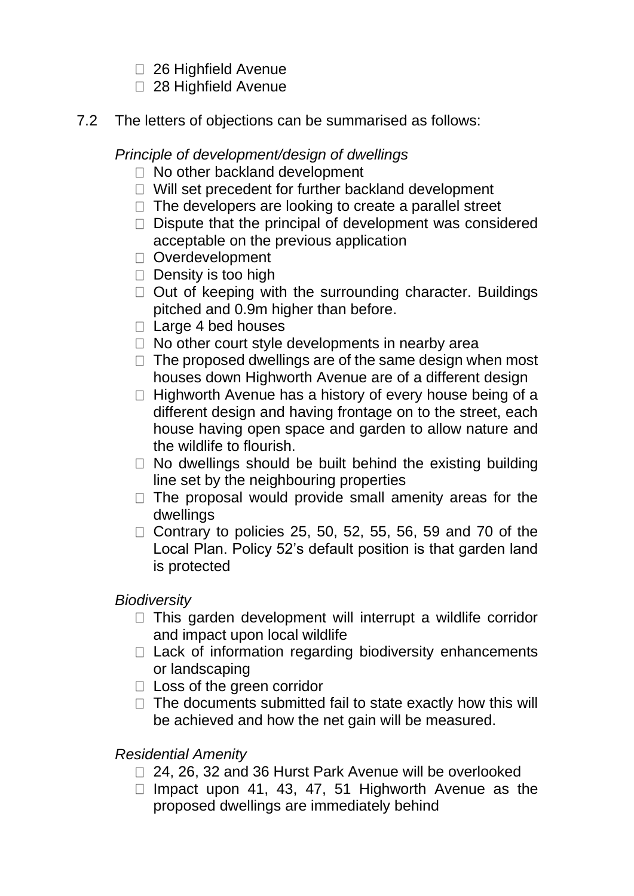- 26 Highfield Avenue
- 28 Highfield Avenue

7.2 The letters of objections can be summarised as follows:

*Principle of development/design of dwellings*

- No other backland development
- Will set precedent for further backland development
- The developers are looking to create a parallel street
- Dispute that the principal of development was considered acceptable on the previous application
- Overdevelopment
- Density is too high
- Out of keeping with the surrounding character. Buildings pitched and 0.9m higher than before.
- Large 4 bed houses
- No other court style developments in nearby area
- The proposed dwellings are of the same design when most houses down Highworth Avenue are of a different design
- Highworth Avenue has a history of every house being of a different design and having frontage on to the street, each house having open space and garden to allow nature and the wildlife to flourish.
- No dwellings should be built behind the existing building line set by the neighbouring properties
- The proposal would provide small amenity areas for the dwellings
- Contrary to policies 25, 50, 52, 55, 56, 59 and 70 of the Local Plan. Policy 52's default position is that garden land is protected

*Biodiversity*

- This garden development will interrupt a wildlife corridor and impact upon local wildlife
- Lack of information regarding biodiversity enhancements or landscaping
- Loss of the green corridor
- The documents submitted fail to state exactly how this will be achieved and how the net gain will be measured.

*Residential Amenity*

- 24, 26, 32 and 36 Hurst Park Avenue will be overlooked
- Impact upon 41, 43, 47, 51 Highworth Avenue as the proposed dwellings are immediately behind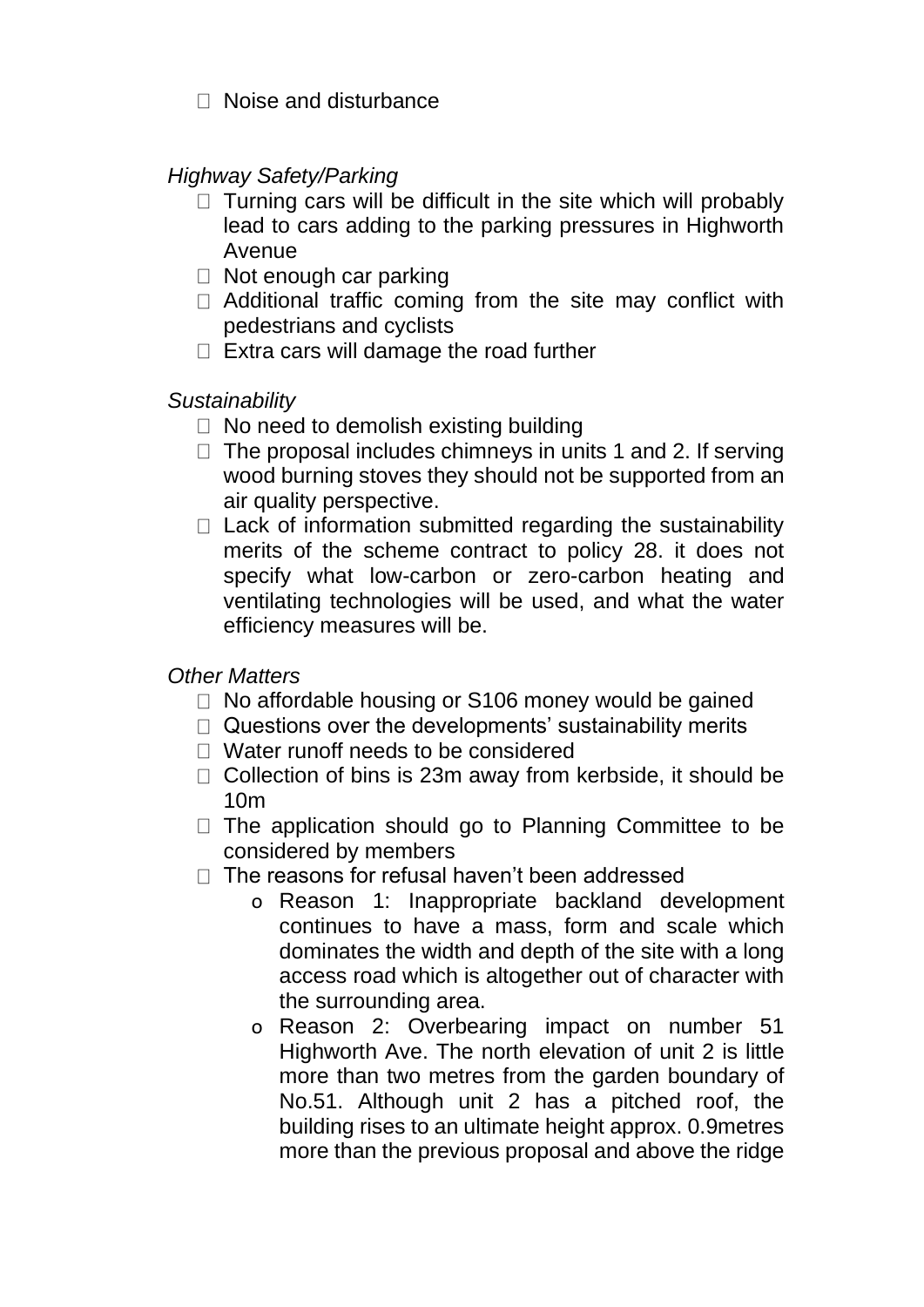- Noise and disturbance

*Highway Safety/Parking*

- Turning cars will be difficult in the site which will probably lead to cars adding to the parking pressures in Highworth Avenue
- Not enough car parking
- Additional traffic coming from the site may conflict with pedestrians and cyclists
- Extra cars will damage the road further

*Sustainability*

- No need to demolish existing building
- The proposal includes chimneys in units 1 and 2. If serving wood burning stoves they should not be supported from an air quality perspective.
- Lack of information submitted regarding the sustainability merits of the scheme contract to policy 28. it does not specify what low-carbon or zero-carbon heating and ventilating technologies will be used, and what the water efficiency measures will be.

*Other Matters*

- No affordable housing or S106 money would be gained
- Questions over the developments' sustainability merits
- Water runoff needs to be considered
- Collection of bins is 23m away from kerbside, it should be 10m
- The application should go to Planning Committee to be considered by members
- The reasons for refusal haven't been addressed
    - Reason 1: Inappropriate backland development continues to have a mass, form and scale which dominates the width and depth of the site with a long access road which is altogether out of character with the surrounding area.
    - Reason 2: Overbearing impact on number 51 Highworth Ave. The north elevation of unit 2 is little more than two metres from the garden boundary of No.51. Although unit 2 has a pitched roof, the building rises to an ultimate height approx. 0.9metres more than the previous proposal and above the ridge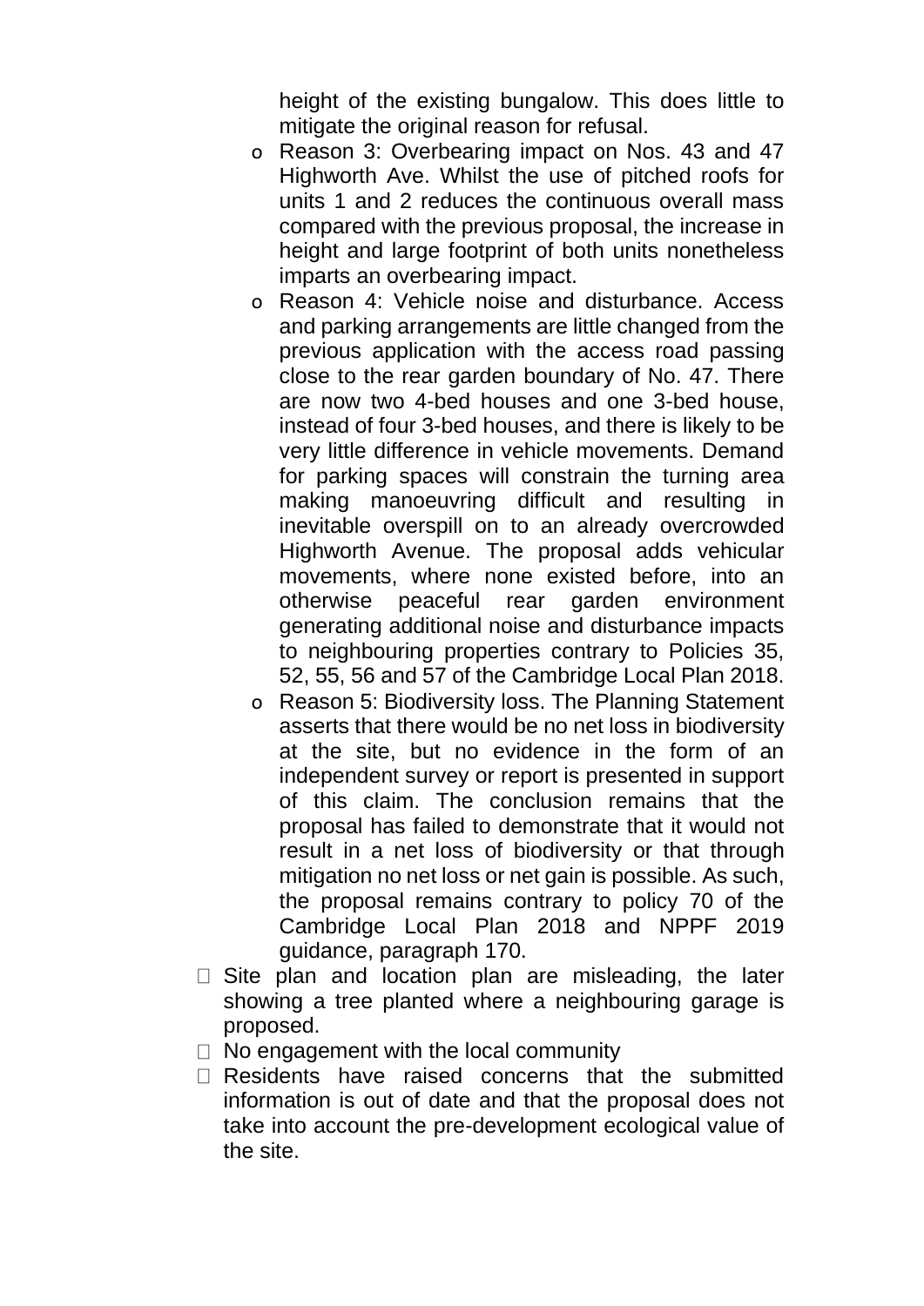height of the existing bungalow. This does little to mitigate the original reason for refusal.

  - Reason 3: Overbearing impact on Nos. 43 and 47 Highworth Ave. Whilst the use of pitched roofs for units 1 and 2 reduces the continuous overall mass compared with the previous proposal, the increase in height and large footprint of both units nonetheless imparts an overbearing impact.
  - Reason 4: Vehicle noise and disturbance. Access and parking arrangements are little changed from the previous application with the access road passing close to the rear garden boundary of No. 47. There are now two 4-bed houses and one 3-bed house, instead of four 3-bed houses, and there is likely to be very little difference in vehicle movements. Demand for parking spaces will constrain the turning area making manoeuvring difficult and resulting in inevitable overspill on to an already overcrowded Highworth Avenue. The proposal adds vehicular movements, where none existed before, into an otherwise peaceful rear garden environment generating additional noise and disturbance impacts to neighbouring properties contrary to Policies 35, 52, 55, 56 and 57 of the Cambridge Local Plan 2018.
  - Reason 5: Biodiversity loss. The Planning Statement asserts that there would be no net loss in biodiversity at the site, but no evidence in the form of an independent survey or report is presented in support of this claim. The conclusion remains that the proposal has failed to demonstrate that it would not result in a net loss of biodiversity or that through mitigation no net loss or net gain is possible. As such, the proposal remains contrary to policy 70 of the Cambridge Local Plan 2018 and NPPF 2019 guidance, paragraph 170.

- Site plan and location plan are misleading, the later showing a tree planted where a neighbouring garage is proposed.
- No engagement with the local community
- Residents have raised concerns that the submitted information is out of date and that the proposal does not take into account the pre-development ecological value of the site.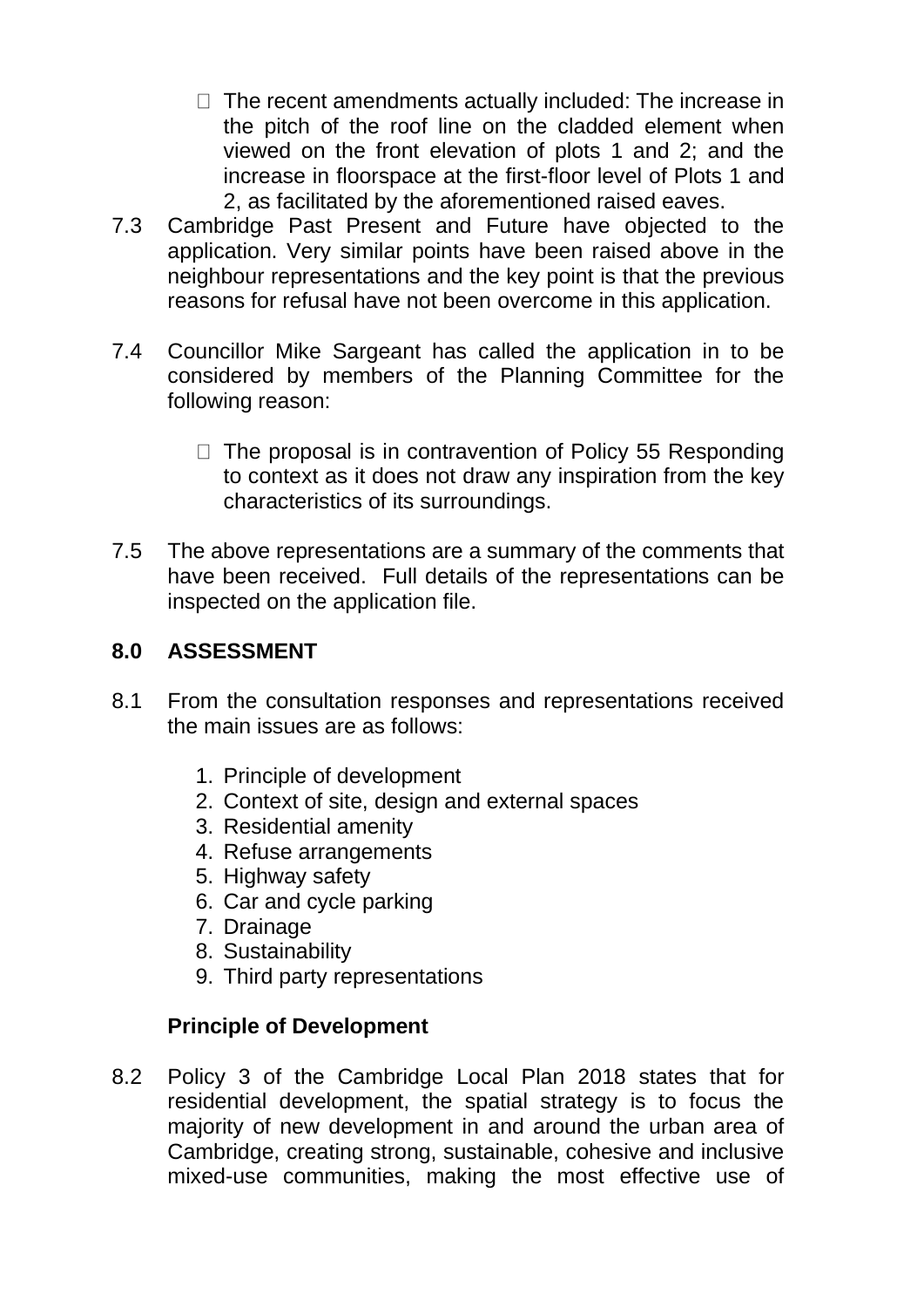- The recent amendments actually included: The increase in the pitch of the roof line on the cladded element when viewed on the front elevation of plots 1 and 2; and the increase in floorspace at the first-floor level of Plots 1 and 2, as facilitated by the aforementioned raised eaves.

7.3 Cambridge Past Present and Future have objected to the application. Very similar points have been raised above in the neighbour representations and the key point is that the previous reasons for refusal have not been overcome in this application.

7.4 Councillor Mike Sargeant has called the application in to be considered by members of the Planning Committee for the following reason:

- The proposal is in contravention of Policy 55 Responding to context as it does not draw any inspiration from the key characteristics of its surroundings.

7.5 The above representations are a summary of the comments that have been received. Full details of the representations can be inspected on the application file.

## 8.0 ASSESSMENT

8.1 From the consultation responses and representations received the main issues are as follows:

1. Principle of development
2. Context of site, design and external spaces
3. Residential amenity
4. Refuse arrangements
5. Highway safety
6. Car and cycle parking
7. Drainage
8. Sustainability
9. Third party representations

**Principle of Development**

8.2 Policy 3 of the Cambridge Local Plan 2018 states that for residential development, the spatial strategy is to focus the majority of new development in and around the urban area of Cambridge, creating strong, sustainable, cohesive and inclusive mixed-use communities, making the most effective use of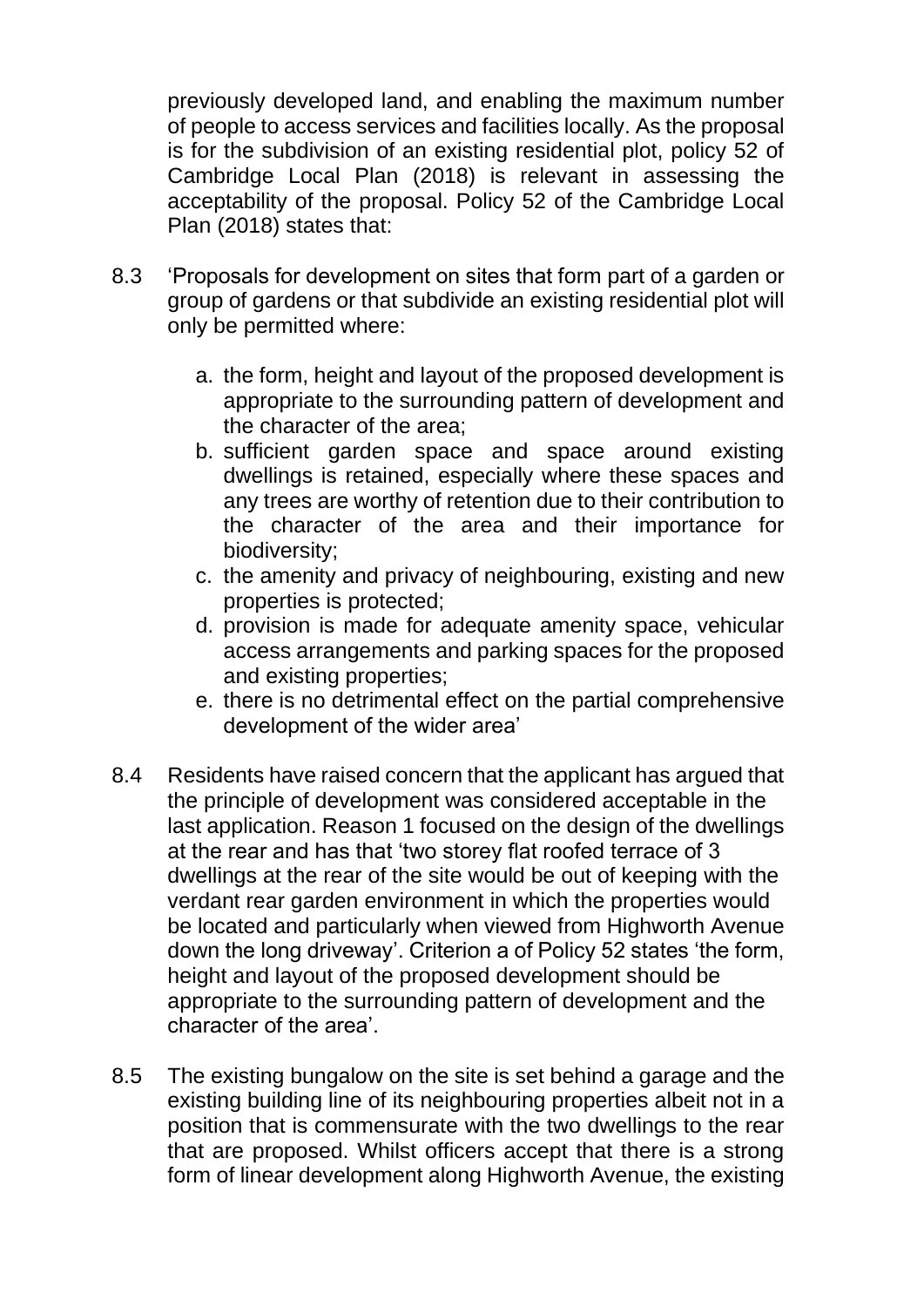previously developed land, and enabling the maximum number of people to access services and facilities locally. As the proposal is for the subdivision of an existing residential plot, policy 52 of Cambridge Local Plan (2018) is relevant in assessing the acceptability of the proposal. Policy 52 of the Cambridge Local Plan (2018) states that:

8.3 'Proposals for development on sites that form part of a garden or group of gardens or that subdivide an existing residential plot will only be permitted where:

   a. the form, height and layout of the proposed development is appropriate to the surrounding pattern of development and the character of the area;
   b. sufficient garden space and space around existing dwellings is retained, especially where these spaces and any trees are worthy of retention due to their contribution to the character of the area and their importance for biodiversity;
   c. the amenity and privacy of neighbouring, existing and new properties is protected;
   d. provision is made for adequate amenity space, vehicular access arrangements and parking spaces for the proposed and existing properties;
   e. there is no detrimental effect on the partial comprehensive development of the wider area'

8.4 Residents have raised concern that the applicant has argued that the principle of development was considered acceptable in the last application. Reason 1 focused on the design of the dwellings at the rear and has that 'two storey flat roofed terrace of 3 dwellings at the rear of the site would be out of keeping with the verdant rear garden environment in which the properties would be located and particularly when viewed from Highworth Avenue down the long driveway'. Criterion a of Policy 52 states 'the form, height and layout of the proposed development should be appropriate to the surrounding pattern of development and the character of the area'.

8.5 The existing bungalow on the site is set behind a garage and the existing building line of its neighbouring properties albeit not in a position that is commensurate with the two dwellings to the rear that are proposed. Whilst officers accept that there is a strong form of linear development along Highworth Avenue, the existing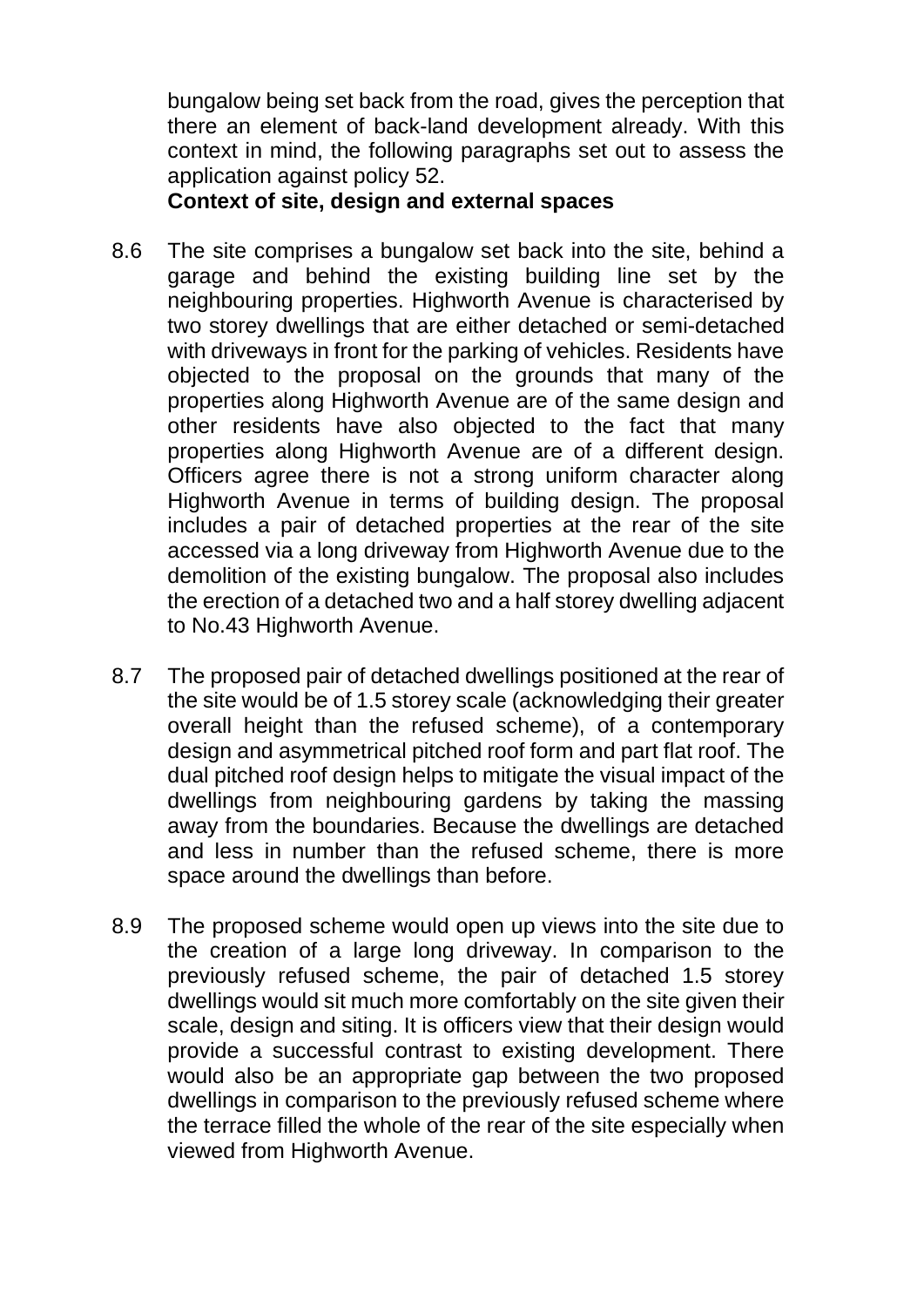bungalow being set back from the road, gives the perception that there an element of back-land development already. With this context in mind, the following paragraphs set out to assess the application against policy 52.

**Context of site, design and external spaces**

8.6 The site comprises a bungalow set back into the site, behind a garage and behind the existing building line set by the neighbouring properties. Highworth Avenue is characterised by two storey dwellings that are either detached or semi-detached with driveways in front for the parking of vehicles. Residents have objected to the proposal on the grounds that many of the properties along Highworth Avenue are of the same design and other residents have also objected to the fact that many properties along Highworth Avenue are of a different design. Officers agree there is not a strong uniform character along Highworth Avenue in terms of building design. The proposal includes a pair of detached properties at the rear of the site accessed via a long driveway from Highworth Avenue due to the demolition of the existing bungalow. The proposal also includes the erection of a detached two and a half storey dwelling adjacent to No.43 Highworth Avenue.

8.7 The proposed pair of detached dwellings positioned at the rear of the site would be of 1.5 storey scale (acknowledging their greater overall height than the refused scheme), of a contemporary design and asymmetrical pitched roof form and part flat roof. The dual pitched roof design helps to mitigate the visual impact of the dwellings from neighbouring gardens by taking the massing away from the boundaries. Because the dwellings are detached and less in number than the refused scheme, there is more space around the dwellings than before.

8.9 The proposed scheme would open up views into the site due to the creation of a large long driveway. In comparison to the previously refused scheme, the pair of detached 1.5 storey dwellings would sit much more comfortably on the site given their scale, design and siting. It is officers view that their design would provide a successful contrast to existing development. There would also be an appropriate gap between the two proposed dwellings in comparison to the previously refused scheme where the terrace filled the whole of the rear of the site especially when viewed from Highworth Avenue.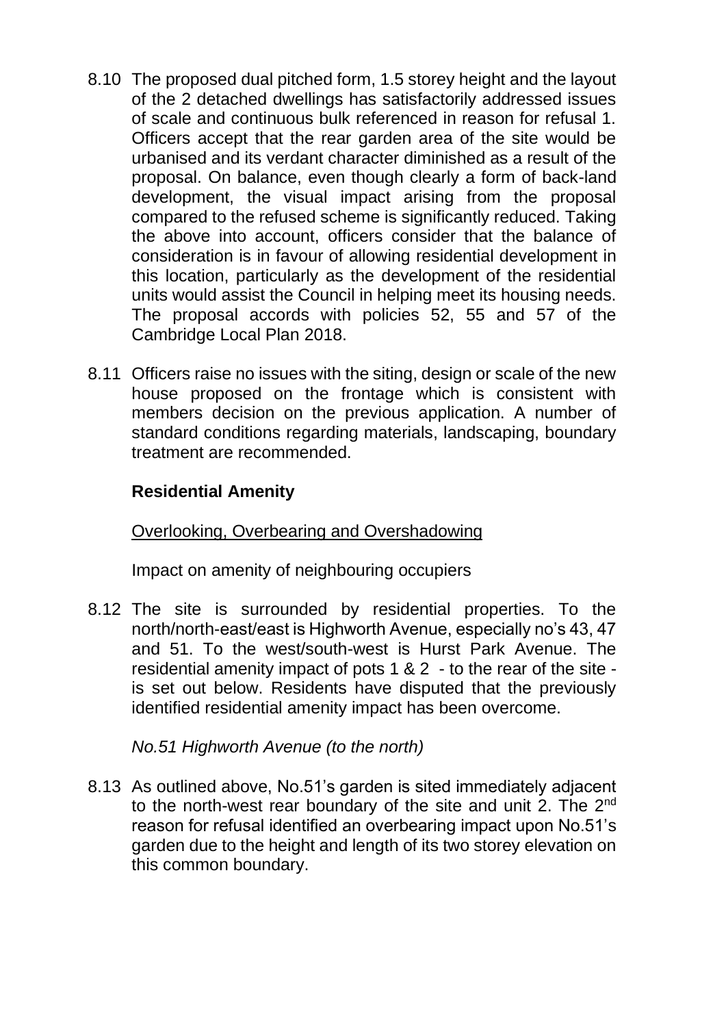8.10 The proposed dual pitched form, 1.5 storey height and the layout of the 2 detached dwellings has satisfactorily addressed issues of scale and continuous bulk referenced in reason for refusal 1. Officers accept that the rear garden area of the site would be urbanised and its verdant character diminished as a result of the proposal. On balance, even though clearly a form of back-land development, the visual impact arising from the proposal compared to the refused scheme is significantly reduced. Taking the above into account, officers consider that the balance of consideration is in favour of allowing residential development in this location, particularly as the development of the residential units would assist the Council in helping meet its housing needs. The proposal accords with policies 52, 55 and 57 of the Cambridge Local Plan 2018.

8.11 Officers raise no issues with the siting, design or scale of the new house proposed on the frontage which is consistent with members decision on the previous application. A number of standard conditions regarding materials, landscaping, boundary treatment are recommended.

**Residential Amenity**

<u>Overlooking, Overbearing and Overshadowing</u>

Impact on amenity of neighbouring occupiers

8.12 The site is surrounded by residential properties. To the north/north-east/east is Highworth Avenue, especially no's 43, 47 and 51. To the west/south-west is Hurst Park Avenue. The residential amenity impact of pots 1 & 2 - to the rear of the site - is set out below. Residents have disputed that the previously identified residential amenity impact has been overcome.

*No.51 Highworth Avenue (to the north)*

8.13 As outlined above, No.51's garden is sited immediately adjacent to the north-west rear boundary of the site and unit 2. The 2nd reason for refusal identified an overbearing impact upon No.51's garden due to the height and length of its two storey elevation on this common boundary.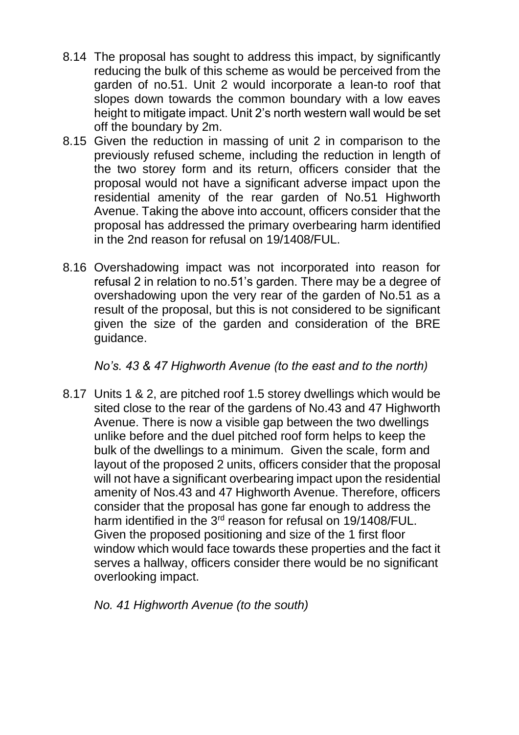8.14 The proposal has sought to address this impact, by significantly reducing the bulk of this scheme as would be perceived from the garden of no.51. Unit 2 would incorporate a lean-to roof that slopes down towards the common boundary with a low eaves height to mitigate impact. Unit 2's north western wall would be set off the boundary by 2m.

8.15 Given the reduction in massing of unit 2 in comparison to the previously refused scheme, including the reduction in length of the two storey form and its return, officers consider that the proposal would not have a significant adverse impact upon the residential amenity of the rear garden of No.51 Highworth Avenue. Taking the above into account, officers consider that the proposal has addressed the primary overbearing harm identified in the 2nd reason for refusal on 19/1408/FUL.

8.16 Overshadowing impact was not incorporated into reason for refusal 2 in relation to no.51's garden. There may be a degree of overshadowing upon the very rear of the garden of No.51 as a result of the proposal, but this is not considered to be significant given the size of the garden and consideration of the BRE guidance.

*No's. 43 & 47 Highworth Avenue (to the east and to the north)*

8.17 Units 1 & 2, are pitched roof 1.5 storey dwellings which would be sited close to the rear of the gardens of No.43 and 47 Highworth Avenue. There is now a visible gap between the two dwellings unlike before and the duel pitched roof form helps to keep the bulk of the dwellings to a minimum. Given the scale, form and layout of the proposed 2 units, officers consider that the proposal will not have a significant overbearing impact upon the residential amenity of Nos.43 and 47 Highworth Avenue. Therefore, officers consider that the proposal has gone far enough to address the harm identified in the 3rd reason for refusal on 19/1408/FUL. Given the proposed positioning and size of the 1 first floor window which would face towards these properties and the fact it serves a hallway, officers consider there would be no significant overlooking impact.

*No. 41 Highworth Avenue (to the south)*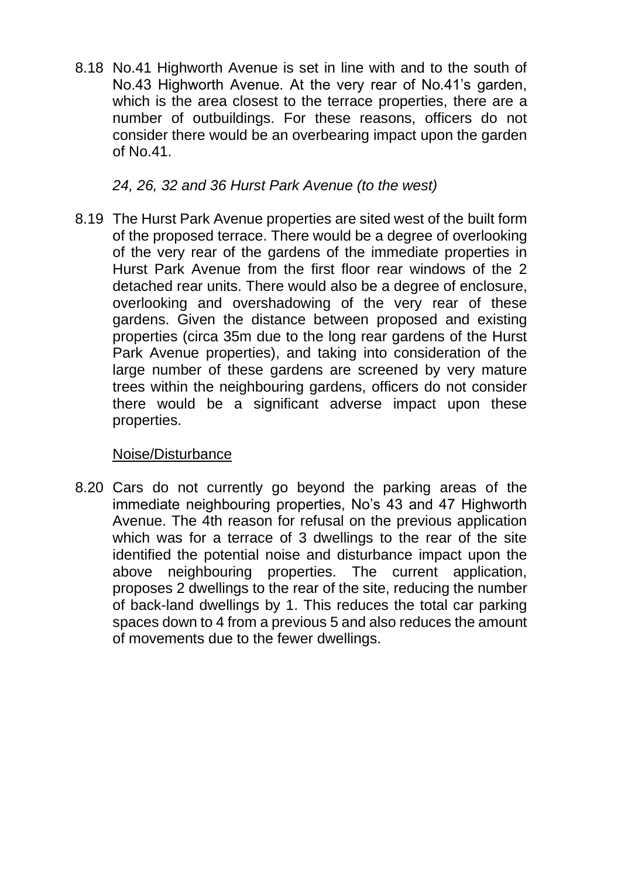8.18 No.41 Highworth Avenue is set in line with and to the south of No.43 Highworth Avenue. At the very rear of No.41's garden, which is the area closest to the terrace properties, there are a number of outbuildings. For these reasons, officers do not consider there would be an overbearing impact upon the garden of No.41.

*24, 26, 32 and 36 Hurst Park Avenue (to the west)*

8.19 The Hurst Park Avenue properties are sited west of the built form of the proposed terrace. There would be a degree of overlooking of the very rear of the gardens of the immediate properties in Hurst Park Avenue from the first floor rear windows of the 2 detached rear units. There would also be a degree of enclosure, overlooking and overshadowing of the very rear of these gardens. Given the distance between proposed and existing properties (circa 35m due to the long rear gardens of the Hurst Park Avenue properties), and taking into consideration of the large number of these gardens are screened by very mature trees within the neighbouring gardens, officers do not consider there would be a significant adverse impact upon these properties.

<u>Noise/Disturbance</u>

8.20 Cars do not currently go beyond the parking areas of the immediate neighbouring properties, No's 43 and 47 Highworth Avenue. The 4th reason for refusal on the previous application which was for a terrace of 3 dwellings to the rear of the site identified the potential noise and disturbance impact upon the above neighbouring properties. The current application, proposes 2 dwellings to the rear of the site, reducing the number of back-land dwellings by 1. This reduces the total car parking spaces down to 4 from a previous 5 and also reduces the amount of movements due to the fewer dwellings.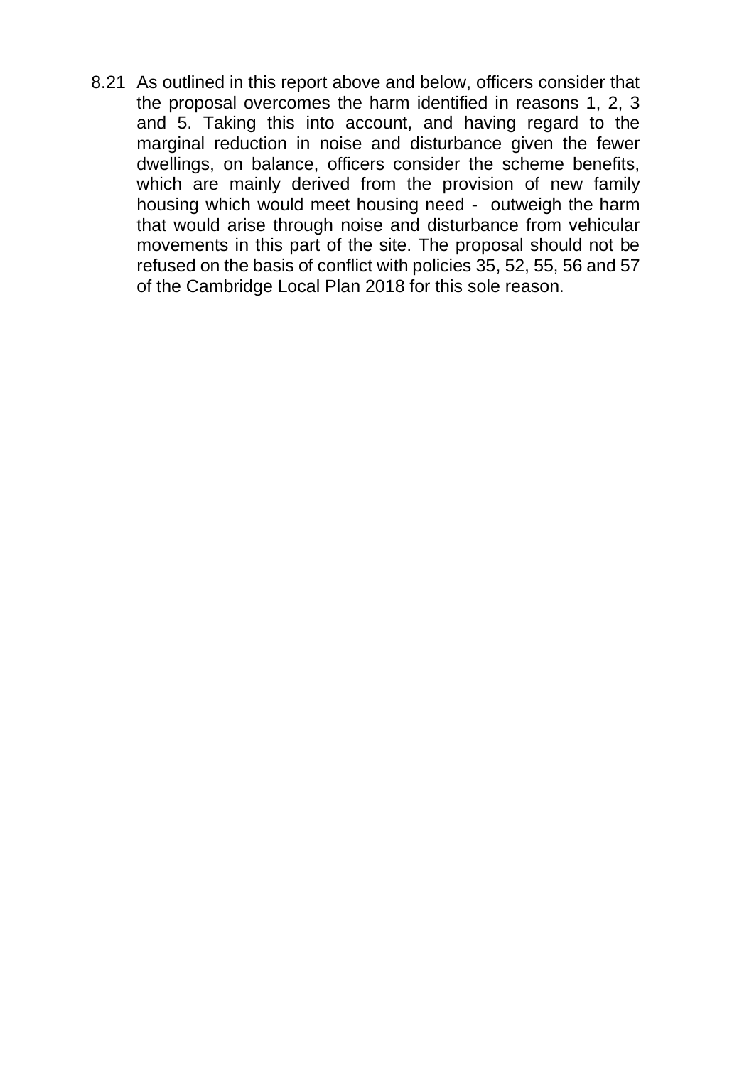8.21 As outlined in this report above and below, officers consider that the proposal overcomes the harm identified in reasons 1, 2, 3 and 5. Taking this into account, and having regard to the marginal reduction in noise and disturbance given the fewer dwellings, on balance, officers consider the scheme benefits, which are mainly derived from the provision of new family housing which would meet housing need - outweigh the harm that would arise through noise and disturbance from vehicular movements in this part of the site. The proposal should not be refused on the basis of conflict with policies 35, 52, 55, 56 and 57 of the Cambridge Local Plan 2018 for this sole reason.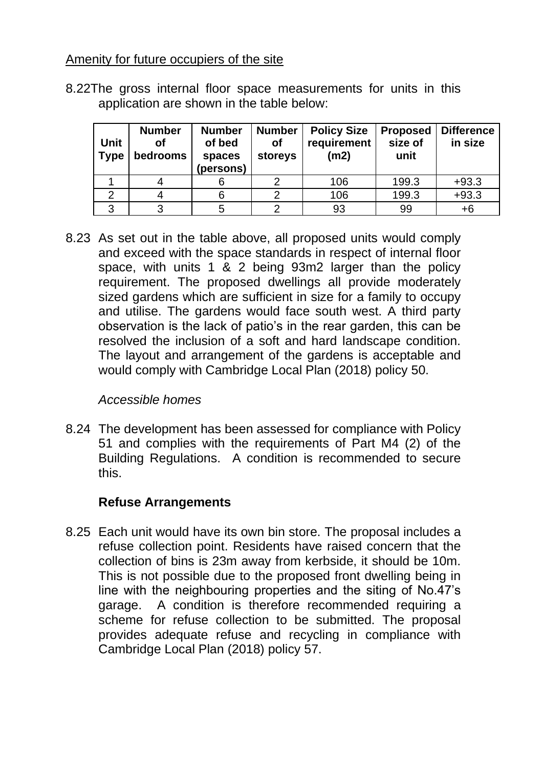Amenity for future occupiers of the site

8.22 The gross internal floor space measurements for units in this application are shown in the table below:

| Unit Type | Number of bedrooms | Number of bed spaces (persons) | Number of storeys | Policy Size requirement (m2) | Proposed size of unit | Difference in size |
|---|---|---|---|---|---|---|
| 1 | 4 | 6 | 2 | 106 | 199.3 | +93.3 |
| 2 | 4 | 6 | 2 | 106 | 199.3 | +93.3 |
| 3 | 3 | 5 | 2 | 93 | 99 | +6 |

8.23 As set out in the table above, all proposed units would comply and exceed with the space standards in respect of internal floor space, with units 1 & 2 being 93m2 larger than the policy requirement. The proposed dwellings all provide moderately sized gardens which are sufficient in size for a family to occupy and utilise. The gardens would face south west. A third party observation is the lack of patio's in the rear garden, this can be resolved the inclusion of a soft and hard landscape condition. The layout and arrangement of the gardens is acceptable and would comply with Cambridge Local Plan (2018) policy 50.

*Accessible homes*

8.24 The development has been assessed for compliance with Policy 51 and complies with the requirements of Part M4 (2) of the Building Regulations. A condition is recommended to secure this.

**Refuse Arrangements**

8.25 Each unit would have its own bin store. The proposal includes a refuse collection point. Residents have raised concern that the collection of bins is 23m away from kerbside, it should be 10m. This is not possible due to the proposed front dwelling being in line with the neighbouring properties and the siting of No.47's garage. A condition is therefore recommended requiring a scheme for refuse collection to be submitted. The proposal provides adequate refuse and recycling in compliance with Cambridge Local Plan (2018) policy 57.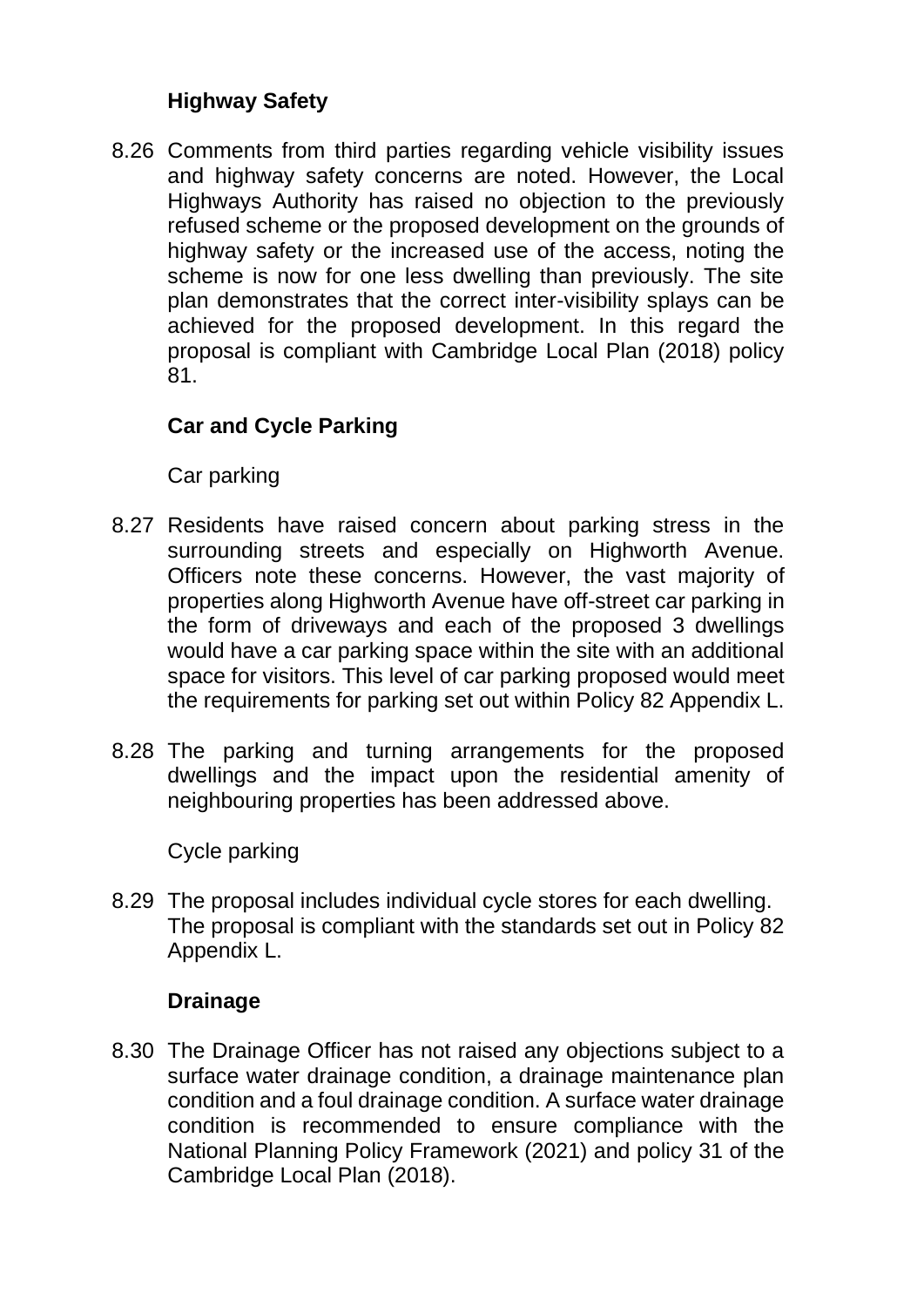**Highway Safety**

8.26 Comments from third parties regarding vehicle visibility issues and highway safety concerns are noted. However, the Local Highways Authority has raised no objection to the previously refused scheme or the proposed development on the grounds of highway safety or the increased use of the access, noting the scheme is now for one less dwelling than previously. The site plan demonstrates that the correct inter-visibility splays can be achieved for the proposed development. In this regard the proposal is compliant with Cambridge Local Plan (2018) policy 81.

**Car and Cycle Parking**

Car parking

8.27 Residents have raised concern about parking stress in the surrounding streets and especially on Highworth Avenue. Officers note these concerns. However, the vast majority of properties along Highworth Avenue have off-street car parking in the form of driveways and each of the proposed 3 dwellings would have a car parking space within the site with an additional space for visitors. This level of car parking proposed would meet the requirements for parking set out within Policy 82 Appendix L.

8.28 The parking and turning arrangements for the proposed dwellings and the impact upon the residential amenity of neighbouring properties has been addressed above.

Cycle parking

8.29 The proposal includes individual cycle stores for each dwelling. The proposal is compliant with the standards set out in Policy 82 Appendix L.

**Drainage**

8.30 The Drainage Officer has not raised any objections subject to a surface water drainage condition, a drainage maintenance plan condition and a foul drainage condition. A surface water drainage condition is recommended to ensure compliance with the National Planning Policy Framework (2021) and policy 31 of the Cambridge Local Plan (2018).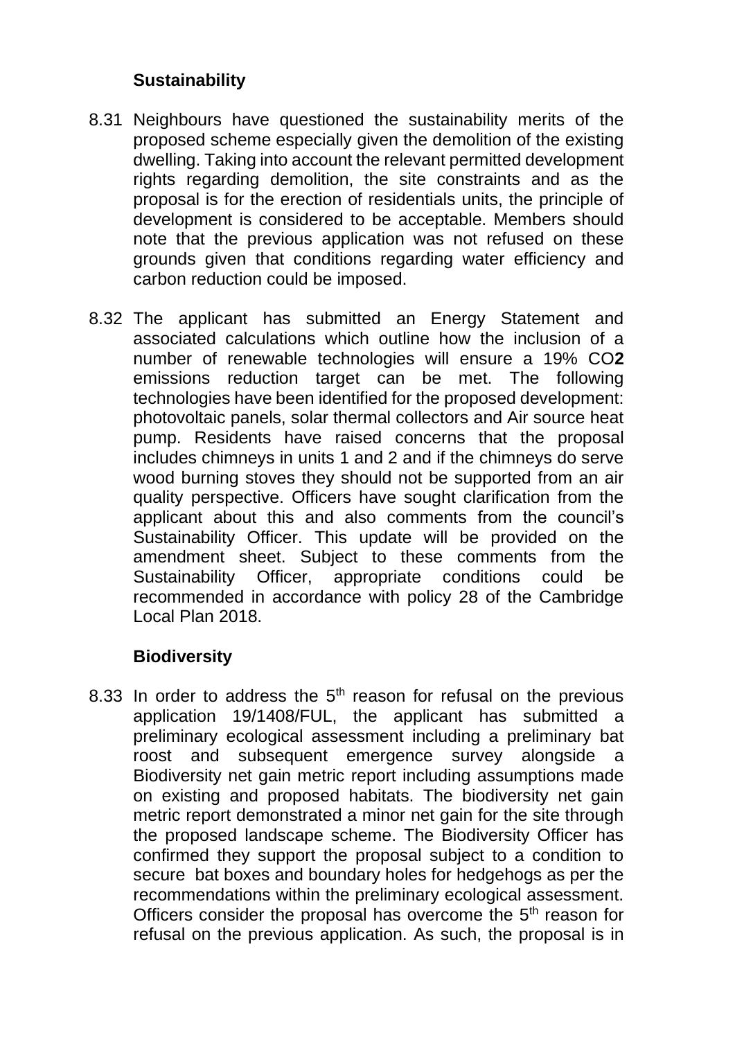### Sustainability

8.31 Neighbours have questioned the sustainability merits of the proposed scheme especially given the demolition of the existing dwelling. Taking into account the relevant permitted development rights regarding demolition, the site constraints and as the proposal is for the erection of residentials units, the principle of development is considered to be acceptable. Members should note that the previous application was not refused on these grounds given that conditions regarding water efficiency and carbon reduction could be imposed.

8.32 The applicant has submitted an Energy Statement and associated calculations which outline how the inclusion of a number of renewable technologies will ensure a 19% $CO_2$ emissions reduction target can be met. The following technologies have been identified for the proposed development: photovoltaic panels, solar thermal collectors and Air source heat pump. Residents have raised concerns that the proposal includes chimneys in units 1 and 2 and if the chimneys do serve wood burning stoves they should not be supported from an air quality perspective. Officers have sought clarification from the applicant about this and also comments from the council's Sustainability Officer. This update will be provided on the amendment sheet. Subject to these comments from the Sustainability Officer, appropriate conditions could be recommended in accordance with policy 28 of the Cambridge Local Plan 2018.

### Biodiversity

8.33 In order to address the 5th reason for refusal on the previous application 19/1408/FUL, the applicant has submitted a preliminary ecological assessment including a preliminary bat roost and subsequent emergence survey alongside a Biodiversity net gain metric report including assumptions made on existing and proposed habitats. The biodiversity net gain metric report demonstrated a minor net gain for the site through the proposed landscape scheme. The Biodiversity Officer has confirmed they support the proposal subject to a condition to secure bat boxes and boundary holes for hedgehogs as per the recommendations within the preliminary ecological assessment. Officers consider the proposal has overcome the 5th reason for refusal on the previous application. As such, the proposal is in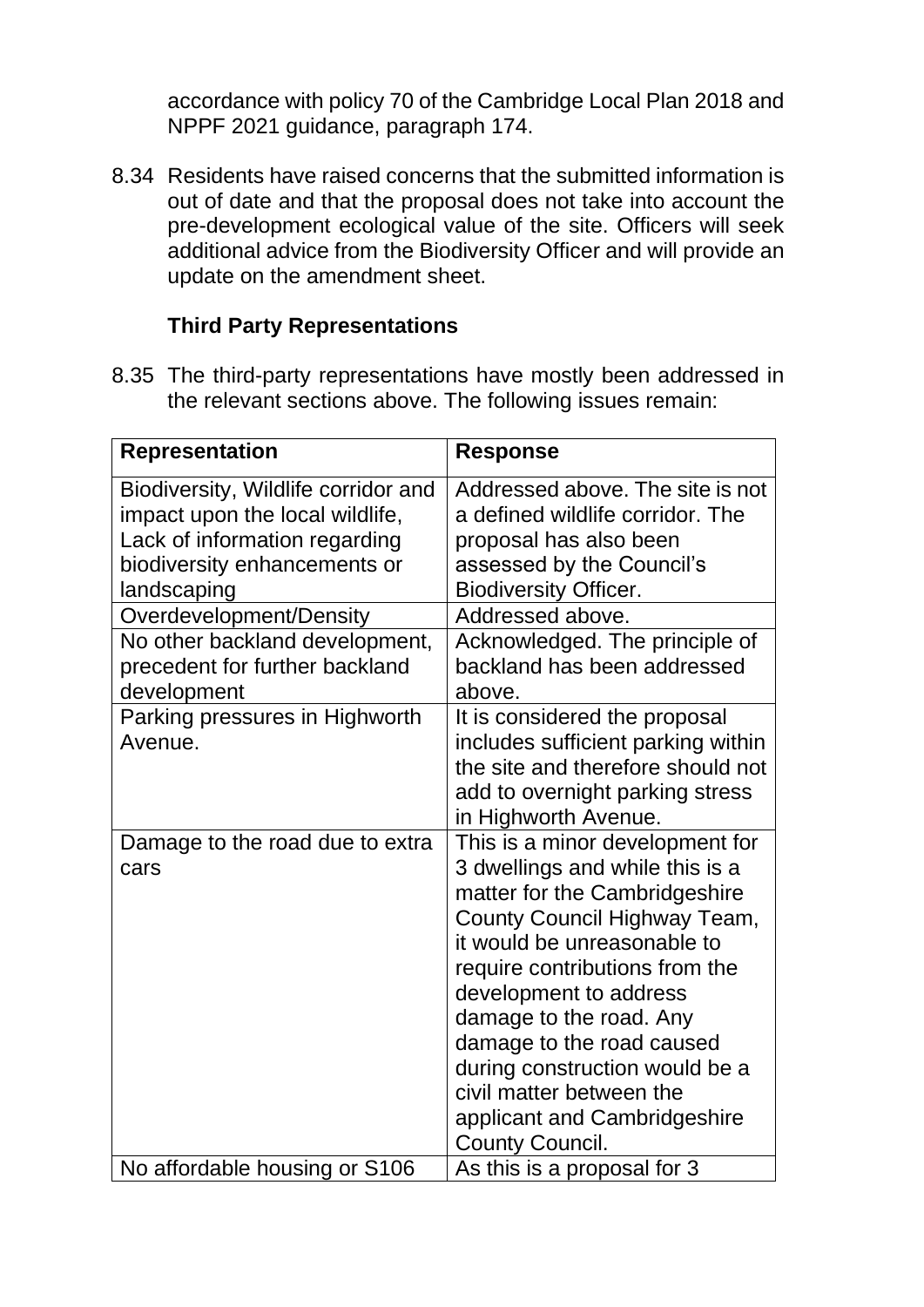accordance with policy 70 of the Cambridge Local Plan 2018 and NPPF 2021 guidance, paragraph 174.

8.34 Residents have raised concerns that the submitted information is out of date and that the proposal does not take into account the pre-development ecological value of the site. Officers will seek additional advice from the Biodiversity Officer and will provide an update on the amendment sheet.

**Third Party Representations**

8.35 The third-party representations have mostly been addressed in the relevant sections above. The following issues remain:

| Representation | Response |
|---|---|
| Biodiversity, Wildlife corridor and impact upon the local wildlife, Lack of information regarding biodiversity enhancements or landscaping | Addressed above. The site is not a defined wildlife corridor. The proposal has also been assessed by the Council's Biodiversity Officer. |
| Overdevelopment/Density | Addressed above. |
| No other backland development, precedent for further backland development | Acknowledged. The principle of backland has been addressed above. |
| Parking pressures in Highworth Avenue. | It is considered the proposal includes sufficient parking within the site and therefore should not add to overnight parking stress in Highworth Avenue. |
| Damage to the road due to extra cars | This is a minor development for 3 dwellings and while this is a matter for the Cambridgeshire County Council Highway Team, it would be unreasonable to require contributions from the development to address damage to the road. Any damage to the road caused during construction would be a civil matter between the applicant and Cambridgeshire County Council. |
| No affordable housing or S106 | As this is a proposal for 3 |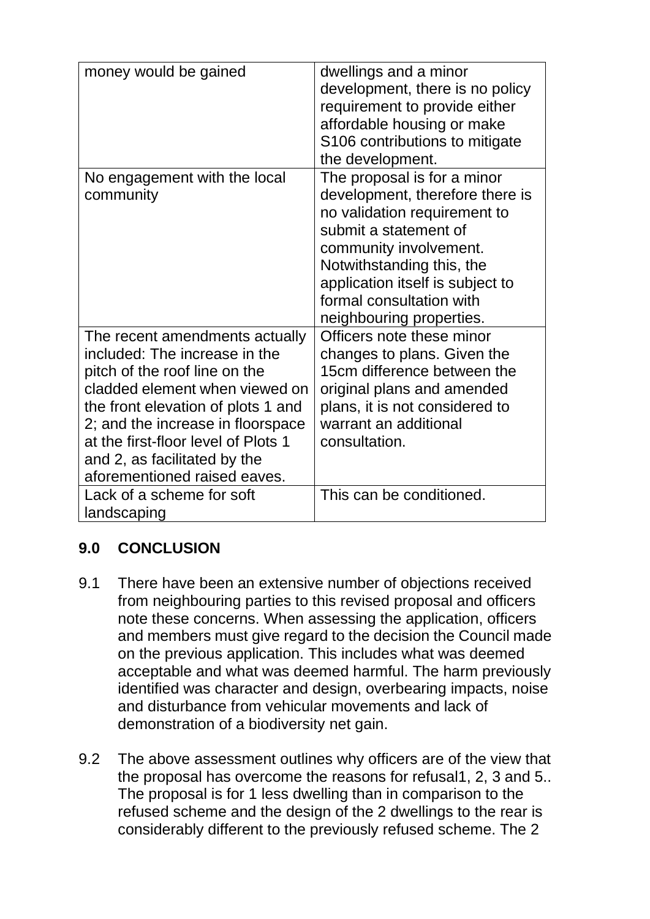| | |
|---|---|
| money would be gained | dwellings and a minor development, there is no policy requirement to provide either affordable housing or make S106 contributions to mitigate the development. |
| No engagement with the local community | The proposal is for a minor development, therefore there is no validation requirement to submit a statement of community involvement. Notwithstanding this, the application itself is subject to formal consultation with neighbouring properties. |
| The recent amendments actually included: The increase in the pitch of the roof line on the cladded element when viewed on the front elevation of plots 1 and 2; and the increase in floorspace at the first-floor level of Plots 1 and 2, as facilitated by the aforementioned raised eaves. | Officers note these minor changes to plans. Given the 15cm difference between the original plans and amended plans, it is not considered to warrant an additional consultation. |
| Lack of a scheme for soft landscaping | This can be conditioned. |

## 9.0 CONCLUSION

9.1 There have been an extensive number of objections received from neighbouring parties to this revised proposal and officers note these concerns. When assessing the application, officers and members must give regard to the decision the Council made on the previous application. This includes what was deemed acceptable and what was deemed harmful. The harm previously identified was character and design, overbearing impacts, noise and disturbance from vehicular movements and lack of demonstration of a biodiversity net gain.

9.2 The above assessment outlines why officers are of the view that the proposal has overcome the reasons for refusal1, 2, 3 and 5.. The proposal is for 1 less dwelling than in comparison to the refused scheme and the design of the 2 dwellings to the rear is considerably different to the previously refused scheme. The 2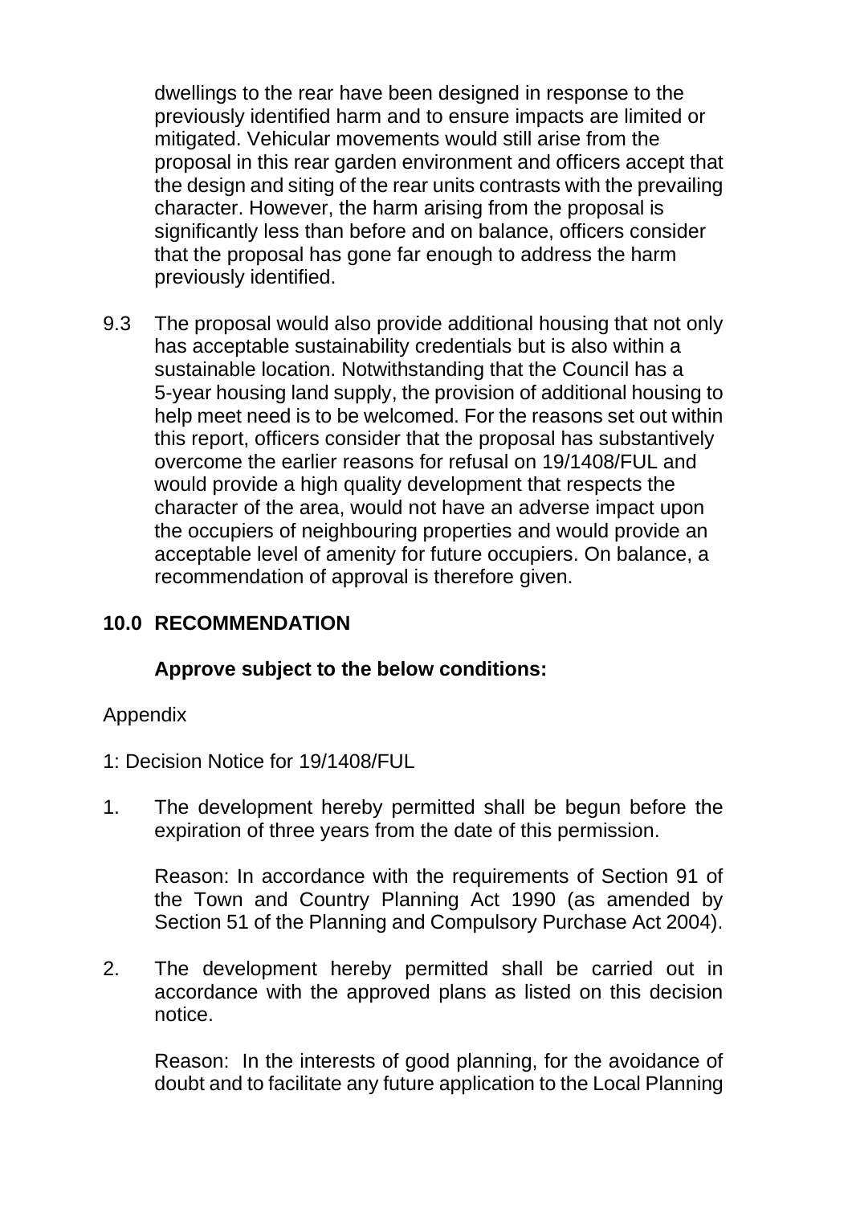dwellings to the rear have been designed in response to the previously identified harm and to ensure impacts are limited or mitigated. Vehicular movements would still arise from the proposal in this rear garden environment and officers accept that the design and siting of the rear units contrasts with the prevailing character. However, the harm arising from the proposal is significantly less than before and on balance, officers consider that the proposal has gone far enough to address the harm previously identified.

9.3 The proposal would also provide additional housing that not only has acceptable sustainability credentials but is also within a sustainable location. Notwithstanding that the Council has a 5-year housing land supply, the provision of additional housing to help meet need is to be welcomed. For the reasons set out within this report, officers consider that the proposal has substantively overcome the earlier reasons for refusal on 19/1408/FUL and would provide a high quality development that respects the character of the area, would not have an adverse impact upon the occupiers of neighbouring properties and would provide an acceptable level of amenity for future occupiers. On balance, a recommendation of approval is therefore given.

## 10.0 RECOMMENDATION

**Approve subject to the below conditions:**

Appendix

1: Decision Notice for 19/1408/FUL

1. The development hereby permitted shall be begun before the expiration of three years from the date of this permission.

   Reason: In accordance with the requirements of Section 91 of the Town and Country Planning Act 1990 (as amended by Section 51 of the Planning and Compulsory Purchase Act 2004).

2. The development hereby permitted shall be carried out in accordance with the approved plans as listed on this decision notice.

   Reason: In the interests of good planning, for the avoidance of doubt and to facilitate any future application to the Local Planning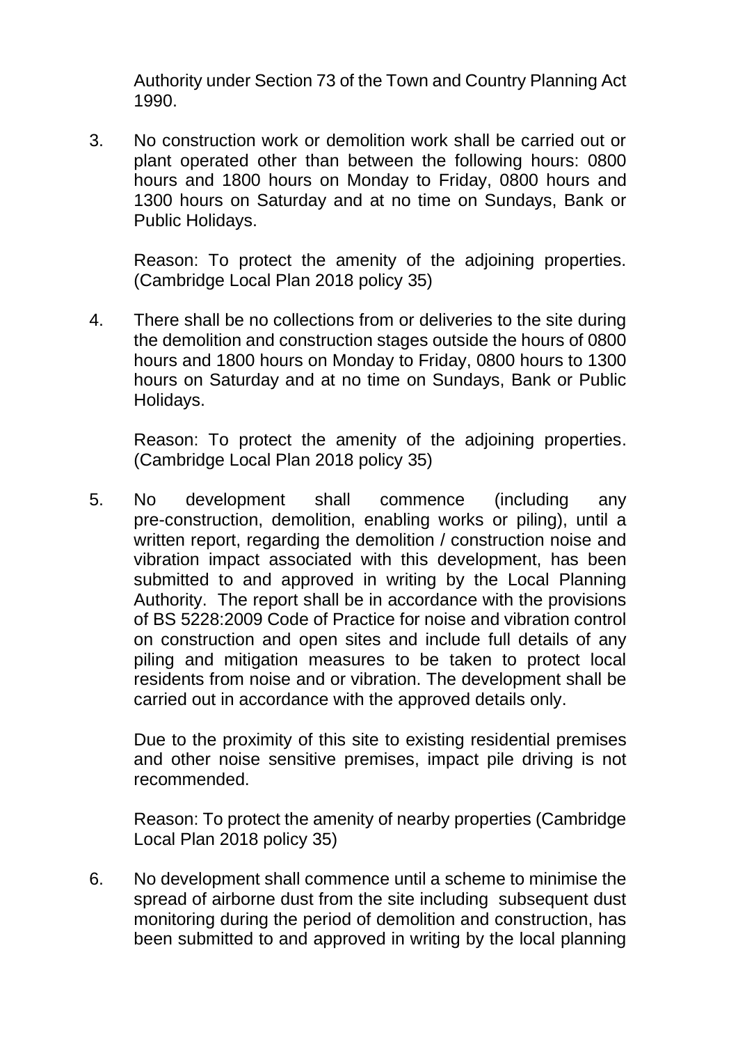Authority under Section 73 of the Town and Country Planning Act 1990.

3. No construction work or demolition work shall be carried out or plant operated other than between the following hours: 0800 hours and 1800 hours on Monday to Friday, 0800 hours and 1300 hours on Saturday and at no time on Sundays, Bank or Public Holidays.

   Reason: To protect the amenity of the adjoining properties. (Cambridge Local Plan 2018 policy 35)

4. There shall be no collections from or deliveries to the site during the demolition and construction stages outside the hours of 0800 hours and 1800 hours on Monday to Friday, 0800 hours to 1300 hours on Saturday and at no time on Sundays, Bank or Public Holidays.

   Reason: To protect the amenity of the adjoining properties. (Cambridge Local Plan 2018 policy 35)

5. No development shall commence (including any pre-construction, demolition, enabling works or piling), until a written report, regarding the demolition / construction noise and vibration impact associated with this development, has been submitted to and approved in writing by the Local Planning Authority. The report shall be in accordance with the provisions of BS 5228:2009 Code of Practice for noise and vibration control on construction and open sites and include full details of any piling and mitigation measures to be taken to protect local residents from noise and or vibration. The development shall be carried out in accordance with the approved details only.

   Due to the proximity of this site to existing residential premises and other noise sensitive premises, impact pile driving is not recommended.

   Reason: To protect the amenity of nearby properties (Cambridge Local Plan 2018 policy 35)

6. No development shall commence until a scheme to minimise the spread of airborne dust from the site including subsequent dust monitoring during the period of demolition and construction, has been submitted to and approved in writing by the local planning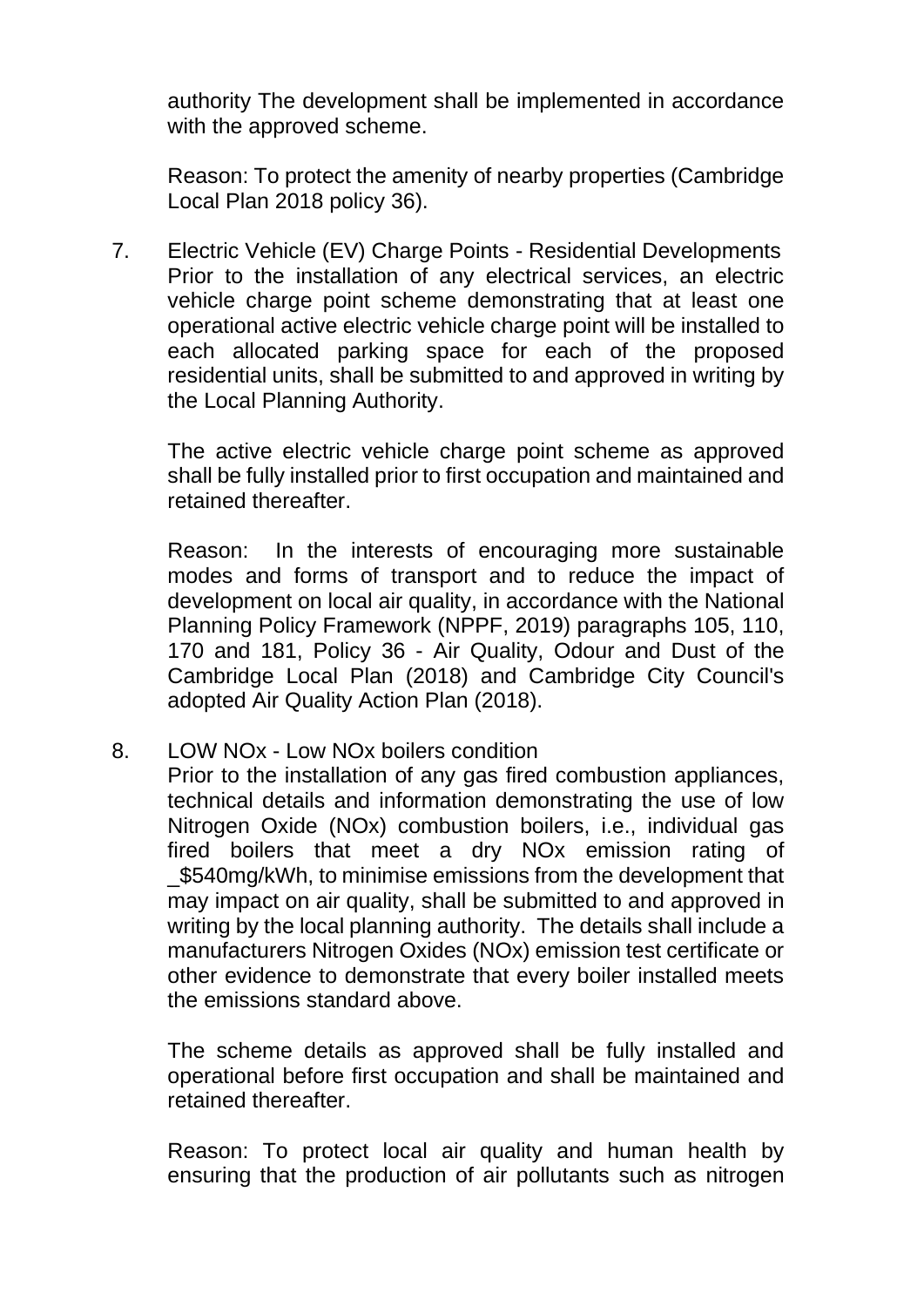authority The development shall be implemented in accordance with the approved scheme.

Reason: To protect the amenity of nearby properties (Cambridge Local Plan 2018 policy 36).

7. Electric Vehicle (EV) Charge Points - Residential Developments
   Prior to the installation of any electrical services, an electric vehicle charge point scheme demonstrating that at least one operational active electric vehicle charge point will be installed to each allocated parking space for each of the proposed residential units, shall be submitted to and approved in writing by the Local Planning Authority.

   The active electric vehicle charge point scheme as approved shall be fully installed prior to first occupation and maintained and retained thereafter.

   Reason: In the interests of encouraging more sustainable modes and forms of transport and to reduce the impact of development on local air quality, in accordance with the National Planning Policy Framework (NPPF, 2019) paragraphs 105, 110, 170 and 181, Policy 36 - Air Quality, Odour and Dust of the Cambridge Local Plan (2018) and Cambridge City Council's adopted Air Quality Action Plan (2018).

8. LOW NOx - Low NOx boilers condition
   Prior to the installation of any gas fired combustion appliances, technical details and information demonstrating the use of low Nitrogen Oxide (NOx) combustion boilers, i.e., individual gas fired boilers that meet a dry NOx emission rating of _$540mg/kWh, to minimise emissions from the development that may impact on air quality, shall be submitted to and approved in writing by the local planning authority. The details shall include a manufacturers Nitrogen Oxides (NOx) emission test certificate or other evidence to demonstrate that every boiler installed meets the emissions standard above.

   The scheme details as approved shall be fully installed and operational before first occupation and shall be maintained and retained thereafter.

   Reason: To protect local air quality and human health by ensuring that the production of air pollutants such as nitrogen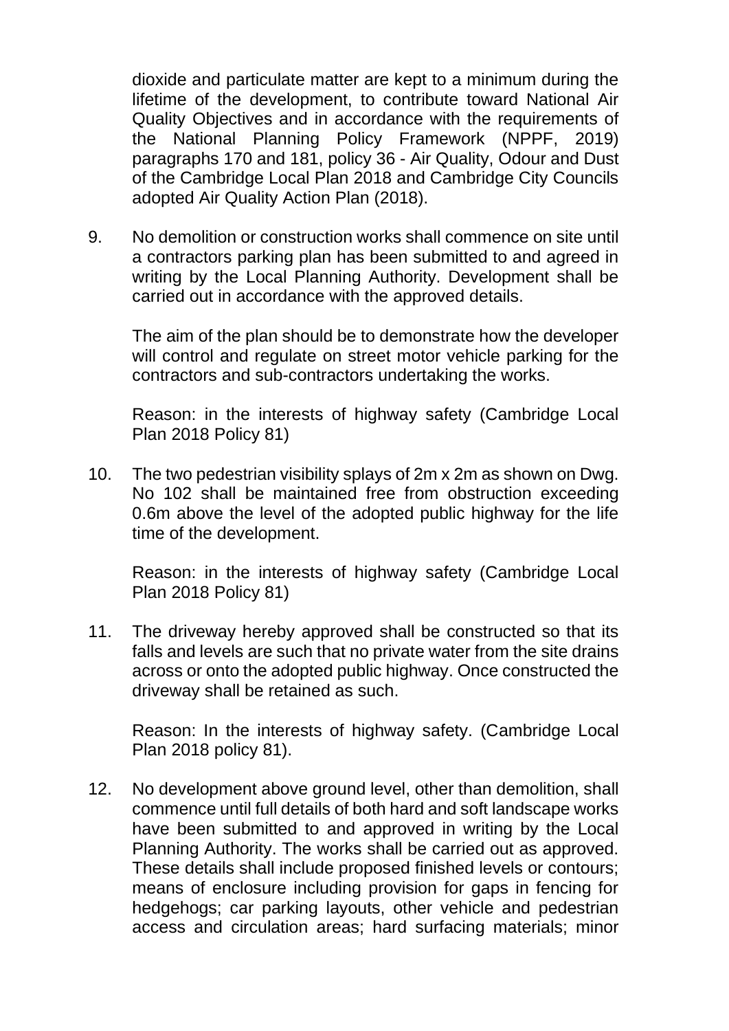dioxide and particulate matter are kept to a minimum during the lifetime of the development, to contribute toward National Air Quality Objectives and in accordance with the requirements of the National Planning Policy Framework (NPPF, 2019) paragraphs 170 and 181, policy 36 - Air Quality, Odour and Dust of the Cambridge Local Plan 2018 and Cambridge City Councils adopted Air Quality Action Plan (2018).

9. No demolition or construction works shall commence on site until a contractors parking plan has been submitted to and agreed in writing by the Local Planning Authority. Development shall be carried out in accordance with the approved details.

   The aim of the plan should be to demonstrate how the developer will control and regulate on street motor vehicle parking for the contractors and sub-contractors undertaking the works.

   Reason: in the interests of highway safety (Cambridge Local Plan 2018 Policy 81)

10. The two pedestrian visibility splays of 2m x 2m as shown on Dwg. No 102 shall be maintained free from obstruction exceeding 0.6m above the level of the adopted public highway for the life time of the development.

    Reason: in the interests of highway safety (Cambridge Local Plan 2018 Policy 81)

11. The driveway hereby approved shall be constructed so that its falls and levels are such that no private water from the site drains across or onto the adopted public highway. Once constructed the driveway shall be retained as such.

    Reason: In the interests of highway safety. (Cambridge Local Plan 2018 policy 81).

12. No development above ground level, other than demolition, shall commence until full details of both hard and soft landscape works have been submitted to and approved in writing by the Local Planning Authority. The works shall be carried out as approved. These details shall include proposed finished levels or contours; means of enclosure including provision for gaps in fencing for hedgehogs; car parking layouts, other vehicle and pedestrian access and circulation areas; hard surfacing materials; minor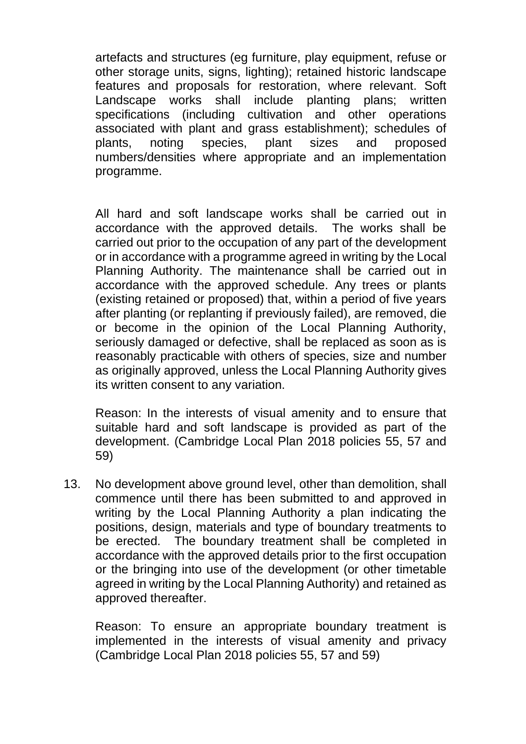artefacts and structures (eg furniture, play equipment, refuse or other storage units, signs, lighting); retained historic landscape features and proposals for restoration, where relevant. Soft Landscape works shall include planting plans; written specifications (including cultivation and other operations associated with plant and grass establishment); schedules of plants, noting species, plant sizes and proposed numbers/densities where appropriate and an implementation programme.

All hard and soft landscape works shall be carried out in accordance with the approved details. The works shall be carried out prior to the occupation of any part of the development or in accordance with a programme agreed in writing by the Local Planning Authority. The maintenance shall be carried out in accordance with the approved schedule. Any trees or plants (existing retained or proposed) that, within a period of five years after planting (or replanting if previously failed), are removed, die or become in the opinion of the Local Planning Authority, seriously damaged or defective, shall be replaced as soon as is reasonably practicable with others of species, size and number as originally approved, unless the Local Planning Authority gives its written consent to any variation.

Reason: In the interests of visual amenity and to ensure that suitable hard and soft landscape is provided as part of the development. (Cambridge Local Plan 2018 policies 55, 57 and 59)

13. No development above ground level, other than demolition, shall commence until there has been submitted to and approved in writing by the Local Planning Authority a plan indicating the positions, design, materials and type of boundary treatments to be erected. The boundary treatment shall be completed in accordance with the approved details prior to the first occupation or the bringing into use of the development (or other timetable agreed in writing by the Local Planning Authority) and retained as approved thereafter.

    Reason: To ensure an appropriate boundary treatment is implemented in the interests of visual amenity and privacy (Cambridge Local Plan 2018 policies 55, 57 and 59)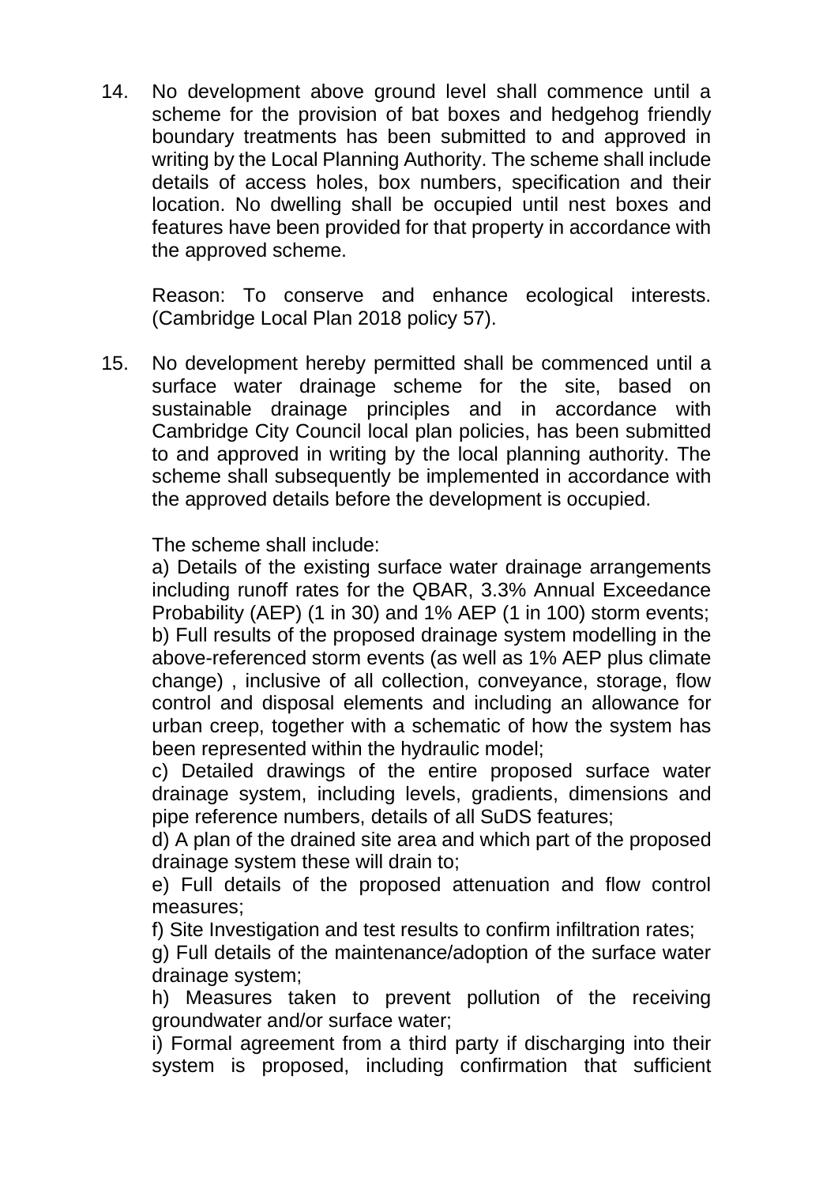14. No development above ground level shall commence until a scheme for the provision of bat boxes and hedgehog friendly boundary treatments has been submitted to and approved in writing by the Local Planning Authority. The scheme shall include details of access holes, box numbers, specification and their location. No dwelling shall be occupied until nest boxes and features have been provided for that property in accordance with the approved scheme.

    Reason: To conserve and enhance ecological interests. (Cambridge Local Plan 2018 policy 57).

15. No development hereby permitted shall be commenced until a surface water drainage scheme for the site, based on sustainable drainage principles and in accordance with Cambridge City Council local plan policies, has been submitted to and approved in writing by the local planning authority. The scheme shall subsequently be implemented in accordance with the approved details before the development is occupied.

    The scheme shall include:
    a) Details of the existing surface water drainage arrangements including runoff rates for the QBAR, 3.3% Annual Exceedance Probability (AEP) (1 in 30) and 1% AEP (1 in 100) storm events;
    b) Full results of the proposed drainage system modelling in the above-referenced storm events (as well as 1% AEP plus climate change) , inclusive of all collection, conveyance, storage, flow control and disposal elements and including an allowance for urban creep, together with a schematic of how the system has been represented within the hydraulic model;
    c) Detailed drawings of the entire proposed surface water drainage system, including levels, gradients, dimensions and pipe reference numbers, details of all SuDS features;
    d) A plan of the drained site area and which part of the proposed drainage system these will drain to;
    e) Full details of the proposed attenuation and flow control measures;
    f) Site Investigation and test results to confirm infiltration rates;
    g) Full details of the maintenance/adoption of the surface water drainage system;
    h) Measures taken to prevent pollution of the receiving groundwater and/or surface water;
    i) Formal agreement from a third party if discharging into their system is proposed, including confirmation that sufficient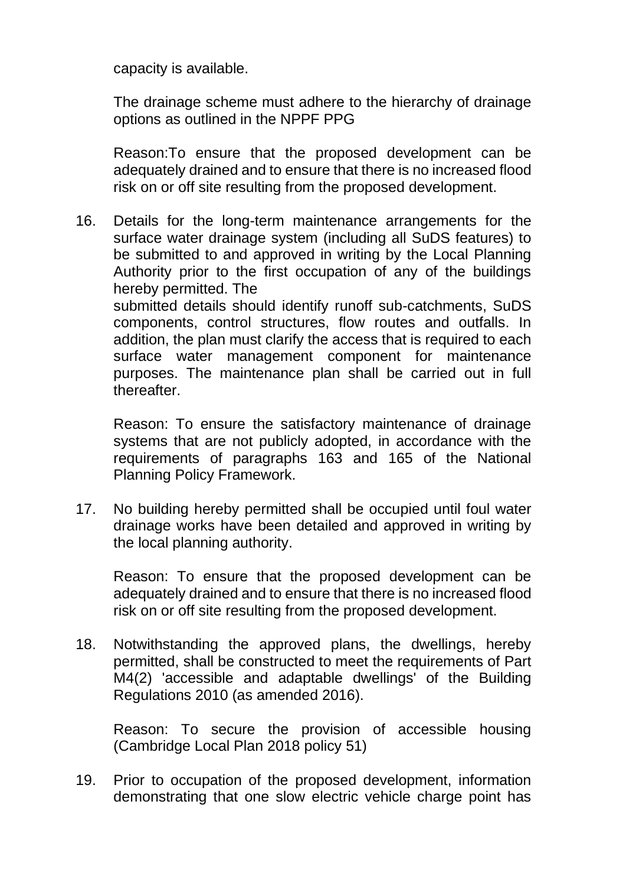capacity is available.

The drainage scheme must adhere to the hierarchy of drainage options as outlined in the NPPF PPG

Reason:To ensure that the proposed development can be adequately drained and to ensure that there is no increased flood risk on or off site resulting from the proposed development.

16. Details for the long-term maintenance arrangements for the surface water drainage system (including all SuDS features) to be submitted to and approved in writing by the Local Planning Authority prior to the first occupation of any of the buildings hereby permitted. The
    submitted details should identify runoff sub-catchments, SuDS components, control structures, flow routes and outfalls. In addition, the plan must clarify the access that is required to each surface water management component for maintenance purposes. The maintenance plan shall be carried out in full thereafter.

    Reason: To ensure the satisfactory maintenance of drainage systems that are not publicly adopted, in accordance with the requirements of paragraphs 163 and 165 of the National Planning Policy Framework.

17. No building hereby permitted shall be occupied until foul water drainage works have been detailed and approved in writing by the local planning authority.

    Reason: To ensure that the proposed development can be adequately drained and to ensure that there is no increased flood risk on or off site resulting from the proposed development.

18. Notwithstanding the approved plans, the dwellings, hereby permitted, shall be constructed to meet the requirements of Part M4(2) 'accessible and adaptable dwellings' of the Building Regulations 2010 (as amended 2016).

    Reason: To secure the provision of accessible housing (Cambridge Local Plan 2018 policy 51)

19. Prior to occupation of the proposed development, information demonstrating that one slow electric vehicle charge point has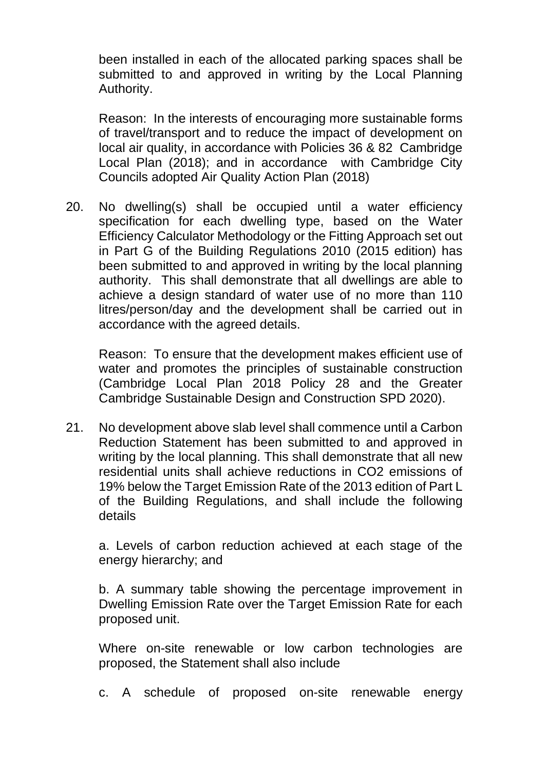been installed in each of the allocated parking spaces shall be submitted to and approved in writing by the Local Planning Authority.

Reason: In the interests of encouraging more sustainable forms of travel/transport and to reduce the impact of development on local air quality, in accordance with Policies 36 & 82 Cambridge Local Plan (2018); and in accordance with Cambridge City Councils adopted Air Quality Action Plan (2018)

20. No dwelling(s) shall be occupied until a water efficiency specification for each dwelling type, based on the Water Efficiency Calculator Methodology or the Fitting Approach set out in Part G of the Building Regulations 2010 (2015 edition) has been submitted to and approved in writing by the local planning authority. This shall demonstrate that all dwellings are able to achieve a design standard of water use of no more than 110 litres/person/day and the development shall be carried out in accordance with the agreed details.

    Reason: To ensure that the development makes efficient use of water and promotes the principles of sustainable construction (Cambridge Local Plan 2018 Policy 28 and the Greater Cambridge Sustainable Design and Construction SPD 2020).

21. No development above slab level shall commence until a Carbon Reduction Statement has been submitted to and approved in writing by the local planning. This shall demonstrate that all new residential units shall achieve reductions in $CO_2$ emissions of 19% below the Target Emission Rate of the 2013 edition of Part L of the Building Regulations, and shall include the following details

    a. Levels of carbon reduction achieved at each stage of the energy hierarchy; and

    b. A summary table showing the percentage improvement in Dwelling Emission Rate over the Target Emission Rate for each proposed unit.

    Where on-site renewable or low carbon technologies are proposed, the Statement shall also include

    c. A schedule of proposed on-site renewable energy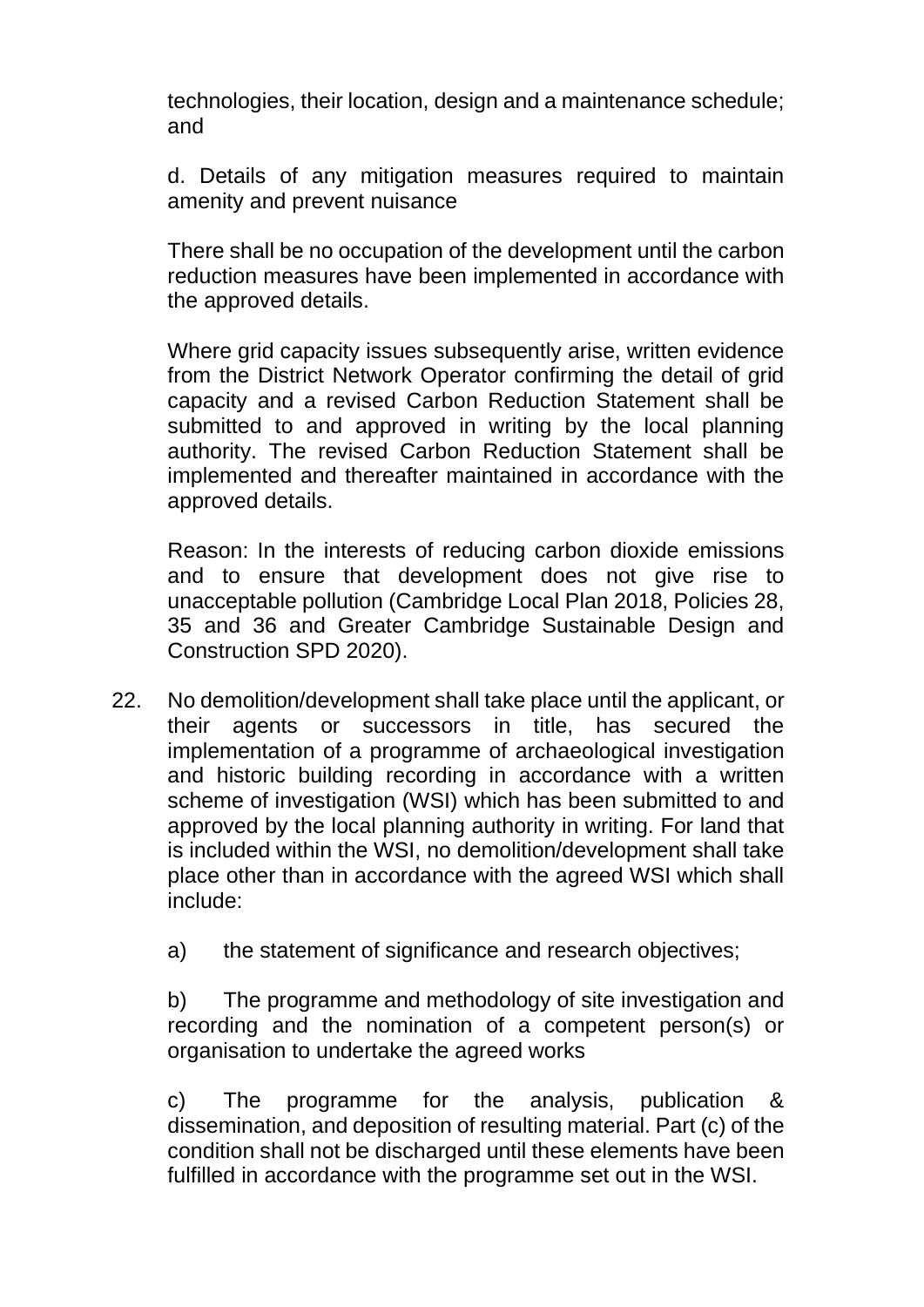technologies, their location, design and a maintenance schedule; and

d. Details of any mitigation measures required to maintain amenity and prevent nuisance

There shall be no occupation of the development until the carbon reduction measures have been implemented in accordance with the approved details.

Where grid capacity issues subsequently arise, written evidence from the District Network Operator confirming the detail of grid capacity and a revised Carbon Reduction Statement shall be submitted to and approved in writing by the local planning authority. The revised Carbon Reduction Statement shall be implemented and thereafter maintained in accordance with the approved details.

Reason: In the interests of reducing carbon dioxide emissions and to ensure that development does not give rise to unacceptable pollution (Cambridge Local Plan 2018, Policies 28, 35 and 36 and Greater Cambridge Sustainable Design and Construction SPD 2020).

22. No demolition/development shall take place until the applicant, or their agents or successors in title, has secured the implementation of a programme of archaeological investigation and historic building recording in accordance with a written scheme of investigation (WSI) which has been submitted to and approved by the local planning authority in writing. For land that is included within the WSI, no demolition/development shall take place other than in accordance with the agreed WSI which shall include:

    a) the statement of significance and research objectives;

    b) The programme and methodology of site investigation and recording and the nomination of a competent person(s) or organisation to undertake the agreed works

    c) The programme for the analysis, publication & dissemination, and deposition of resulting material. Part (c) of the condition shall not be discharged until these elements have been fulfilled in accordance with the programme set out in the WSI.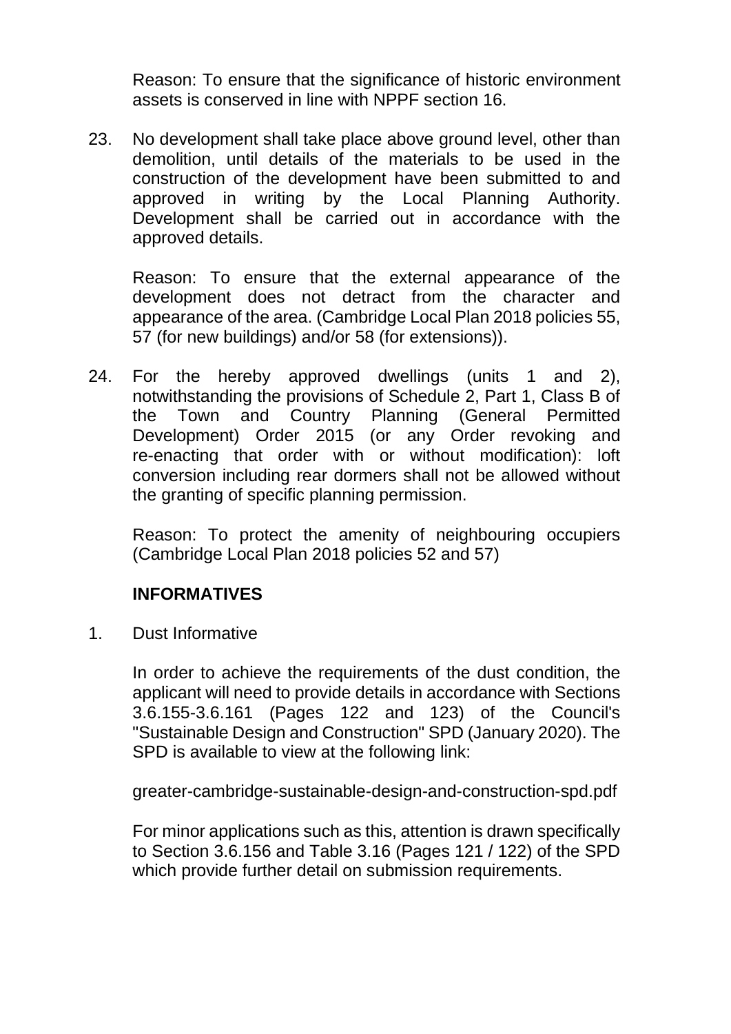Reason: To ensure that the significance of historic environment assets is conserved in line with NPPF section 16.

23. No development shall take place above ground level, other than demolition, until details of the materials to be used in the construction of the development have been submitted to and approved in writing by the Local Planning Authority. Development shall be carried out in accordance with the approved details.

    Reason: To ensure that the external appearance of the development does not detract from the character and appearance of the area. (Cambridge Local Plan 2018 policies 55, 57 (for new buildings) and/or 58 (for extensions)).

24. For the hereby approved dwellings (units 1 and 2), notwithstanding the provisions of Schedule 2, Part 1, Class B of the Town and Country Planning (General Permitted Development) Order 2015 (or any Order revoking and re-enacting that order with or without modification): loft conversion including rear dormers shall not be allowed without the granting of specific planning permission.

    Reason: To protect the amenity of neighbouring occupiers (Cambridge Local Plan 2018 policies 52 and 57)

**INFORMATIVES**

1. Dust Informative

   In order to achieve the requirements of the dust condition, the applicant will need to provide details in accordance with Sections 3.6.155-3.6.161 (Pages 122 and 123) of the Council's "Sustainable Design and Construction" SPD (January 2020). The SPD is available to view at the following link:

   greater-cambridge-sustainable-design-and-construction-spd.pdf

   For minor applications such as this, attention is drawn specifically to Section 3.6.156 and Table 3.16 (Pages 121 / 122) of the SPD which provide further detail on submission requirements.